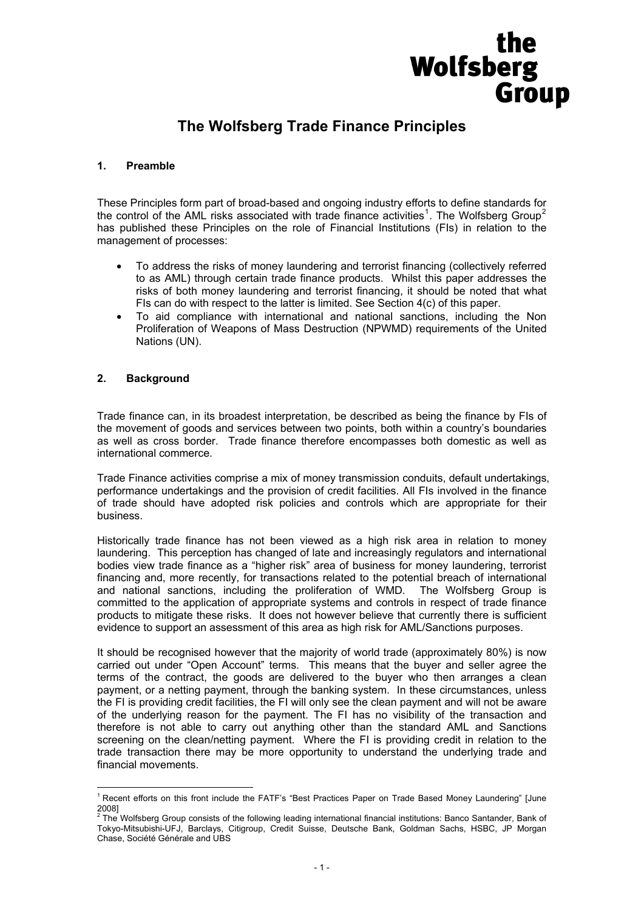the Wolfsberg Group

# The Wolfsberg Trade Finance Principles

## 1. Preamble

These Principles form part of broad-based and ongoing industry efforts to define standards for the control of the AML risks associated with trade finance activities[1]. The Wolfsberg Group[2] has published these Principles on the role of Financial Institutions (FIs) in relation to the management of processes:

- To address the risks of money laundering and terrorist financing (collectively referred to as AML) through certain trade finance products. Whilst this paper addresses the risks of both money laundering and terrorist financing, it should be noted that what FIs can do with respect to the latter is limited. See Section 4(c) of this paper.
- To aid compliance with international and national sanctions, including the Non Proliferation of Weapons of Mass Destruction (NPWMD) requirements of the United Nations (UN).

## 2. Background

Trade finance can, in its broadest interpretation, be described as being the finance by FIs of the movement of goods and services between two points, both within a country's boundaries as well as cross border. Trade finance therefore encompasses both domestic as well as international commerce.

Trade Finance activities comprise a mix of money transmission conduits, default undertakings, performance undertakings and the provision of credit facilities. All FIs involved in the finance of trade should have adopted risk policies and controls which are appropriate for their business.

Historically trade finance has not been viewed as a high risk area in relation to money laundering. This perception has changed of late and increasingly regulators and international bodies view trade finance as a "higher risk" area of business for money laundering, terrorist financing and, more recently, for transactions related to the potential breach of international and national sanctions, including the proliferation of WMD. The Wolfsberg Group is committed to the application of appropriate systems and controls in respect of trade finance products to mitigate these risks. It does not however believe that currently there is sufficient evidence to support an assessment of this area as high risk for AML/Sanctions purposes.

It should be recognised however that the majority of world trade (approximately 80%) is now carried out under "Open Account" terms. This means that the buyer and seller agree the terms of the contract, the goods are delivered to the buyer who then arranges a clean payment, or a netting payment, through the banking system. In these circumstances, unless the FI is providing credit facilities, the FI will only see the clean payment and will not be aware of the underlying reason for the payment. The FI has no visibility of the transaction and therefore is not able to carry out anything other than the standard AML and Sanctions screening on the clean/netting payment. Where the FI is providing credit in relation to the trade transaction there may be more opportunity to understand the underlying trade and financial movements.

---

[1] Recent efforts on this front include the FATF's "Best Practices Paper on Trade Based Money Laundering" [June 2008]

[2] The Wolfsberg Group consists of the following leading international financial institutions: Banco Santander, Bank of Tokyo-Mitsubishi-UFJ, Barclays, Citigroup, Credit Suisse, Deutsche Bank, Goldman Sachs, HSBC, JP Morgan Chase, Société Générale and UBS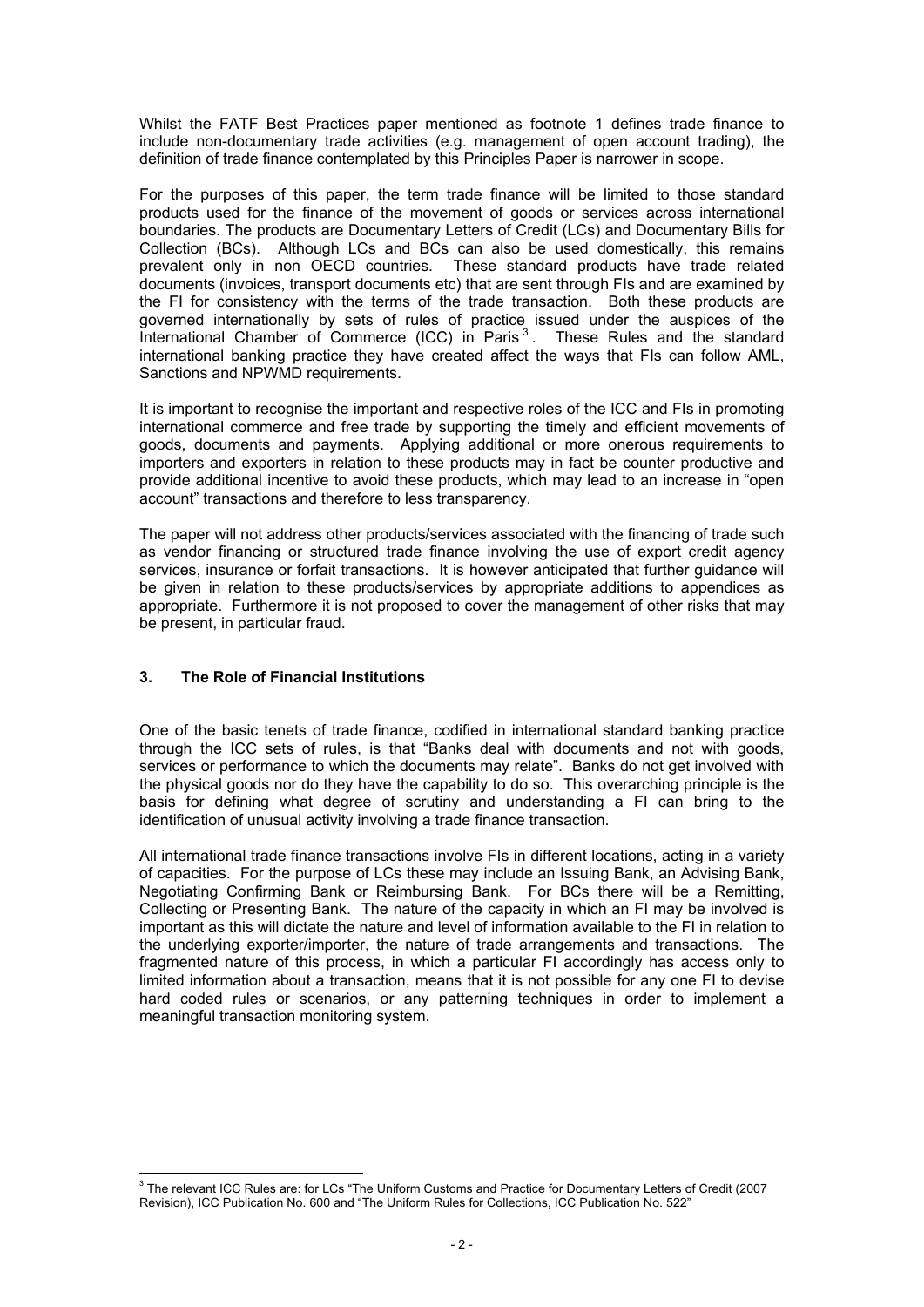Whilst the FATF Best Practices paper mentioned as footnote 1 defines trade finance to include non-documentary trade activities (e.g. management of open account trading), the definition of trade finance contemplated by this Principles Paper is narrower in scope.

For the purposes of this paper, the term trade finance will be limited to those standard products used for the finance of the movement of goods or services across international boundaries. The products are Documentary Letters of Credit (LCs) and Documentary Bills for Collection (BCs). Although LCs and BCs can also be used domestically, this remains prevalent only in non OECD countries. These standard products have trade related documents (invoices, transport documents etc) that are sent through FIs and are examined by the FI for consistency with the terms of the trade transaction. Both these products are governed internationally by sets of rules of practice issued under the auspices of the International Chamber of Commerce (ICC) in Paris [3]. These Rules and the standard international banking practice they have created affect the ways that FIs can follow AML, Sanctions and NPWMD requirements.

It is important to recognise the important and respective roles of the ICC and FIs in promoting international commerce and free trade by supporting the timely and efficient movements of goods, documents and payments. Applying additional or more onerous requirements to importers and exporters in relation to these products may in fact be counter productive and provide additional incentive to avoid these products, which may lead to an increase in "open account" transactions and therefore to less transparency.

The paper will not address other products/services associated with the financing of trade such as vendor financing or structured trade finance involving the use of export credit agency services, insurance or forfait transactions. It is however anticipated that further guidance will be given in relation to these products/services by appropriate additions to appendices as appropriate. Furthermore it is not proposed to cover the management of other risks that may be present, in particular fraud.

## 3. The Role of Financial Institutions

One of the basic tenets of trade finance, codified in international standard banking practice through the ICC sets of rules, is that "Banks deal with documents and not with goods, services or performance to which the documents may relate". Banks do not get involved with the physical goods nor do they have the capability to do so. This overarching principle is the basis for defining what degree of scrutiny and understanding a FI can bring to the identification of unusual activity involving a trade finance transaction.

All international trade finance transactions involve FIs in different locations, acting in a variety of capacities. For the purpose of LCs these may include an Issuing Bank, an Advising Bank, Negotiating Confirming Bank or Reimbursing Bank. For BCs there will be a Remitting, Collecting or Presenting Bank. The nature of the capacity in which an FI may be involved is important as this will dictate the nature and level of information available to the FI in relation to the underlying exporter/importer, the nature of trade arrangements and transactions. The fragmented nature of this process, in which a particular FI accordingly has access only to limited information about a transaction, means that it is not possible for any one FI to devise hard coded rules or scenarios, or any patterning techniques in order to implement a meaningful transaction monitoring system.

---

[3] The relevant ICC Rules are: for LCs "The Uniform Customs and Practice for Documentary Letters of Credit (2007 Revision), ICC Publication No. 600 and "The Uniform Rules for Collections, ICC Publication No. 522"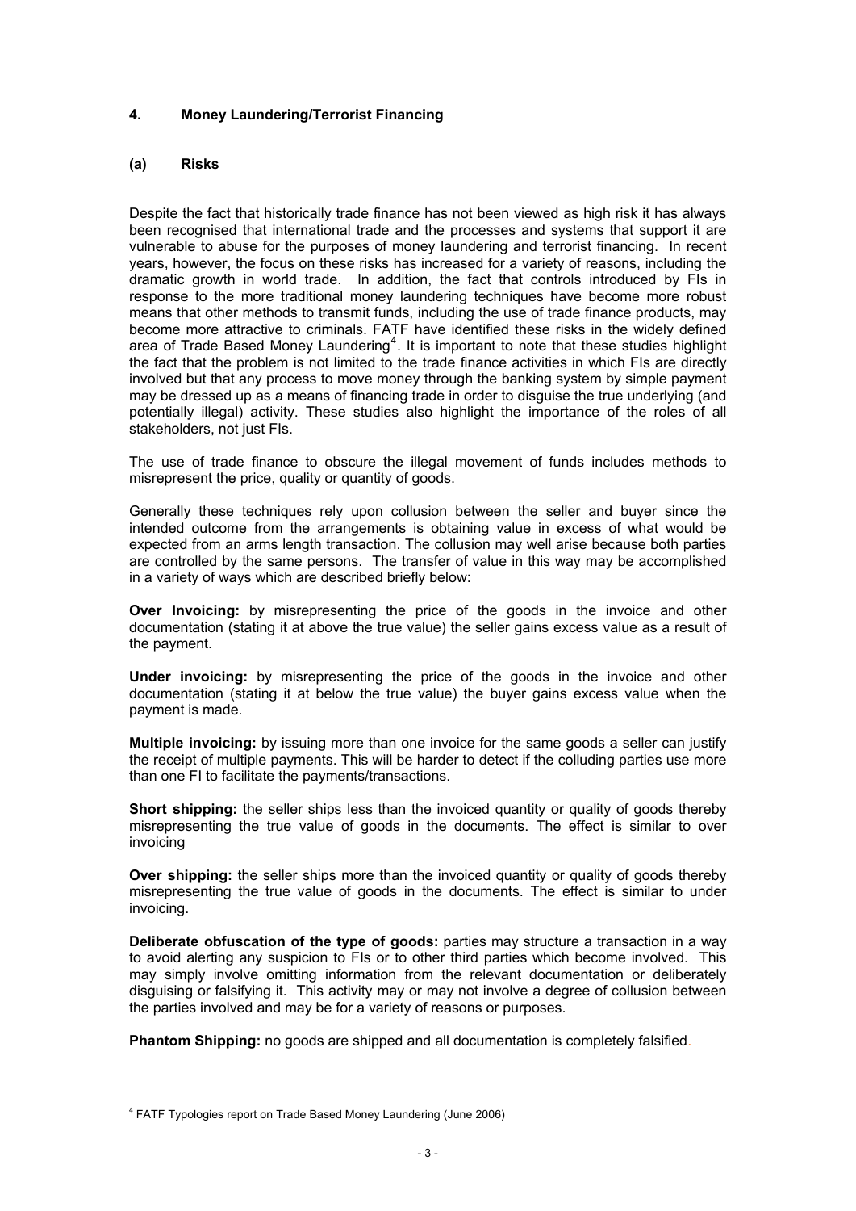## 4. Money Laundering/Terrorist Financing

### (a) Risks

Despite the fact that historically trade finance has not been viewed as high risk it has always been recognised that international trade and the processes and systems that support it are vulnerable to abuse for the purposes of money laundering and terrorist financing. In recent years, however, the focus on these risks has increased for a variety of reasons, including the dramatic growth in world trade. In addition, the fact that controls introduced by FIs in response to the more traditional money laundering techniques have become more robust means that other methods to transmit funds, including the use of trade finance products, may become more attractive to criminals. FATF have identified these risks in the widely defined area of Trade Based Money Laundering[4]. It is important to note that these studies highlight the fact that the problem is not limited to the trade finance activities in which FIs are directly involved but that any process to move money through the banking system by simple payment may be dressed up as a means of financing trade in order to disguise the true underlying (and potentially illegal) activity. These studies also highlight the importance of the roles of all stakeholders, not just FIs.

The use of trade finance to obscure the illegal movement of funds includes methods to misrepresent the price, quality or quantity of goods.

Generally these techniques rely upon collusion between the seller and buyer since the intended outcome from the arrangements is obtaining value in excess of what would be expected from an arms length transaction. The collusion may well arise because both parties are controlled by the same persons. The transfer of value in this way may be accomplished in a variety of ways which are described briefly below:

**Over Invoicing:** by misrepresenting the price of the goods in the invoice and other documentation (stating it at above the true value) the seller gains excess value as a result of the payment.

**Under invoicing:** by misrepresenting the price of the goods in the invoice and other documentation (stating it at below the true value) the buyer gains excess value when the payment is made.

**Multiple invoicing:** by issuing more than one invoice for the same goods a seller can justify the receipt of multiple payments. This will be harder to detect if the colluding parties use more than one FI to facilitate the payments/transactions.

**Short shipping:** the seller ships less than the invoiced quantity or quality of goods thereby misrepresenting the true value of goods in the documents. The effect is similar to over invoicing

**Over shipping:** the seller ships more than the invoiced quantity or quality of goods thereby misrepresenting the true value of goods in the documents. The effect is similar to under invoicing.

**Deliberate obfuscation of the type of goods:** parties may structure a transaction in a way to avoid alerting any suspicion to FIs or to other third parties which become involved. This may simply involve omitting information from the relevant documentation or deliberately disguising or falsifying it. This activity may or may not involve a degree of collusion between the parties involved and may be for a variety of reasons or purposes.

**Phantom Shipping:** no goods are shipped and all documentation is completely falsified.

---

[4] FATF Typologies report on Trade Based Money Laundering (June 2006)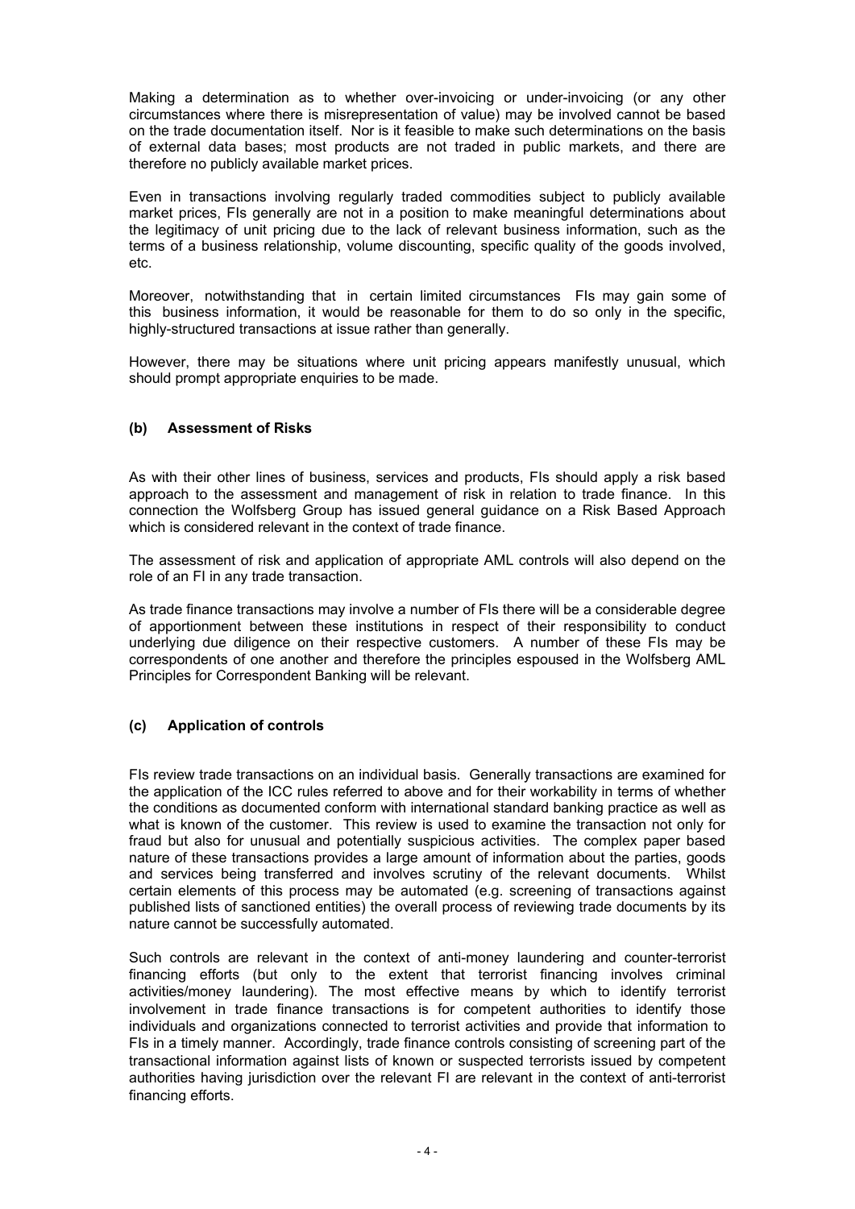Making a determination as to whether over-invoicing or under-invoicing (or any other circumstances where there is misrepresentation of value) may be involved cannot be based on the trade documentation itself. Nor is it feasible to make such determinations on the basis of external data bases; most products are not traded in public markets, and there are therefore no publicly available market prices.

Even in transactions involving regularly traded commodities subject to publicly available market prices, FIs generally are not in a position to make meaningful determinations about the legitimacy of unit pricing due to the lack of relevant business information, such as the terms of a business relationship, volume discounting, specific quality of the goods involved, etc.

Moreover, notwithstanding that in certain limited circumstances FIs may gain some of this business information, it would be reasonable for them to do so only in the specific, highly-structured transactions at issue rather than generally.

However, there may be situations where unit pricing appears manifestly unusual, which should prompt appropriate enquiries to be made.

### (b) Assessment of Risks

As with their other lines of business, services and products, FIs should apply a risk based approach to the assessment and management of risk in relation to trade finance. In this connection the Wolfsberg Group has issued general guidance on a Risk Based Approach which is considered relevant in the context of trade finance.

The assessment of risk and application of appropriate AML controls will also depend on the role of an FI in any trade transaction.

As trade finance transactions may involve a number of FIs there will be a considerable degree of apportionment between these institutions in respect of their responsibility to conduct underlying due diligence on their respective customers. A number of these FIs may be correspondents of one another and therefore the principles espoused in the Wolfsberg AML Principles for Correspondent Banking will be relevant.

### (c) Application of controls

FIs review trade transactions on an individual basis. Generally transactions are examined for the application of the ICC rules referred to above and for their workability in terms of whether the conditions as documented conform with international standard banking practice as well as what is known of the customer. This review is used to examine the transaction not only for fraud but also for unusual and potentially suspicious activities. The complex paper based nature of these transactions provides a large amount of information about the parties, goods and services being transferred and involves scrutiny of the relevant documents. Whilst certain elements of this process may be automated (e.g. screening of transactions against published lists of sanctioned entities) the overall process of reviewing trade documents by its nature cannot be successfully automated.

Such controls are relevant in the context of anti-money laundering and counter-terrorist financing efforts (but only to the extent that terrorist financing involves criminal activities/money laundering). The most effective means by which to identify terrorist involvement in trade finance transactions is for competent authorities to identify those individuals and organizations connected to terrorist activities and provide that information to FIs in a timely manner. Accordingly, trade finance controls consisting of screening part of the transactional information against lists of known or suspected terrorists issued by competent authorities having jurisdiction over the relevant FI are relevant in the context of anti-terrorist financing efforts.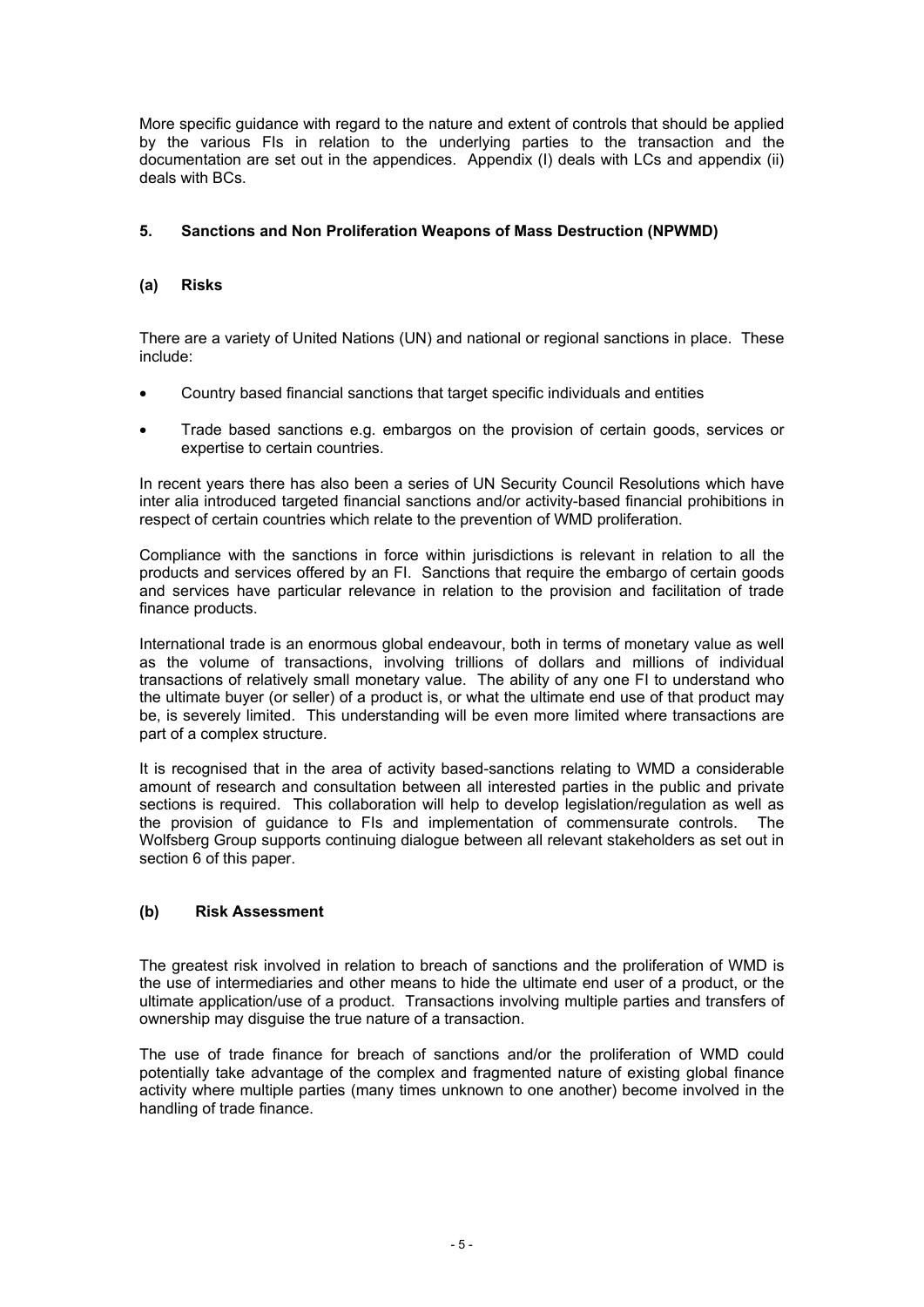More specific guidance with regard to the nature and extent of controls that should be applied by the various FIs in relation to the underlying parties to the transaction and the documentation are set out in the appendices. Appendix (I) deals with LCs and appendix (ii) deals with BCs.

## 5. Sanctions and Non Proliferation Weapons of Mass Destruction (NPWMD)

### (a) Risks

There are a variety of United Nations (UN) and national or regional sanctions in place. These include:

- Country based financial sanctions that target specific individuals and entities
- Trade based sanctions e.g. embargos on the provision of certain goods, services or expertise to certain countries.

In recent years there has also been a series of UN Security Council Resolutions which have inter alia introduced targeted financial sanctions and/or activity-based financial prohibitions in respect of certain countries which relate to the prevention of WMD proliferation.

Compliance with the sanctions in force within jurisdictions is relevant in relation to all the products and services offered by an FI. Sanctions that require the embargo of certain goods and services have particular relevance in relation to the provision and facilitation of trade finance products.

International trade is an enormous global endeavour, both in terms of monetary value as well as the volume of transactions, involving trillions of dollars and millions of individual transactions of relatively small monetary value. The ability of any one FI to understand who the ultimate buyer (or seller) of a product is, or what the ultimate end use of that product may be, is severely limited. This understanding will be even more limited where transactions are part of a complex structure.

It is recognised that in the area of activity based-sanctions relating to WMD a considerable amount of research and consultation between all interested parties in the public and private sections is required. This collaboration will help to develop legislation/regulation as well as the provision of guidance to FIs and implementation of commensurate controls. The Wolfsberg Group supports continuing dialogue between all relevant stakeholders as set out in section 6 of this paper.

### (b) Risk Assessment

The greatest risk involved in relation to breach of sanctions and the proliferation of WMD is the use of intermediaries and other means to hide the ultimate end user of a product, or the ultimate application/use of a product. Transactions involving multiple parties and transfers of ownership may disguise the true nature of a transaction.

The use of trade finance for breach of sanctions and/or the proliferation of WMD could potentially take advantage of the complex and fragmented nature of existing global finance activity where multiple parties (many times unknown to one another) become involved in the handling of trade finance.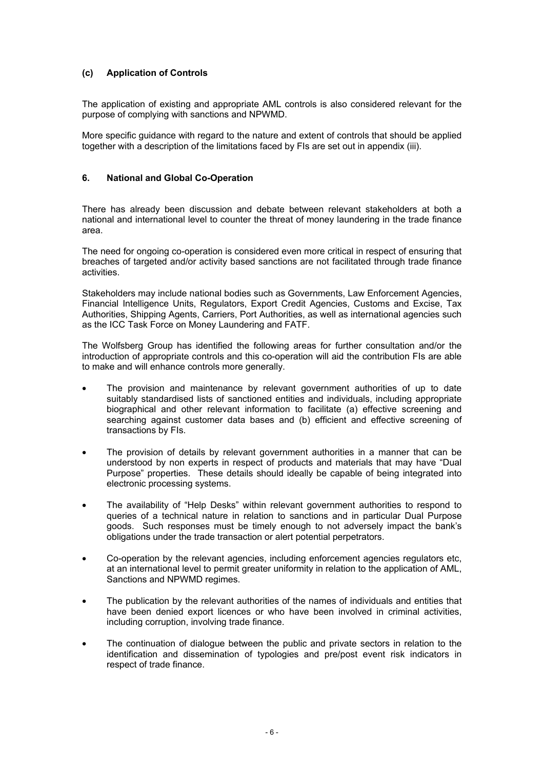### (c) Application of Controls

The application of existing and appropriate AML controls is also considered relevant for the purpose of complying with sanctions and NPWMD.

More specific guidance with regard to the nature and extent of controls that should be applied together with a description of the limitations faced by FIs are set out in appendix (iii).

## 6. National and Global Co-Operation

There has already been discussion and debate between relevant stakeholders at both a national and international level to counter the threat of money laundering in the trade finance area.

The need for ongoing co-operation is considered even more critical in respect of ensuring that breaches of targeted and/or activity based sanctions are not facilitated through trade finance activities.

Stakeholders may include national bodies such as Governments, Law Enforcement Agencies, Financial Intelligence Units, Regulators, Export Credit Agencies, Customs and Excise, Tax Authorities, Shipping Agents, Carriers, Port Authorities, as well as international agencies such as the ICC Task Force on Money Laundering and FATF.

The Wolfsberg Group has identified the following areas for further consultation and/or the introduction of appropriate controls and this co-operation will aid the contribution FIs are able to make and will enhance controls more generally.

- The provision and maintenance by relevant government authorities of up to date suitably standardised lists of sanctioned entities and individuals, including appropriate biographical and other relevant information to facilitate (a) effective screening and searching against customer data bases and (b) efficient and effective screening of transactions by FIs.
- The provision of details by relevant government authorities in a manner that can be understood by non experts in respect of products and materials that may have "Dual Purpose" properties. These details should ideally be capable of being integrated into electronic processing systems.
- The availability of "Help Desks" within relevant government authorities to respond to queries of a technical nature in relation to sanctions and in particular Dual Purpose goods. Such responses must be timely enough to not adversely impact the bank's obligations under the trade transaction or alert potential perpetrators.
- Co-operation by the relevant agencies, including enforcement agencies regulators etc, at an international level to permit greater uniformity in relation to the application of AML, Sanctions and NPWMD regimes.
- The publication by the relevant authorities of the names of individuals and entities that have been denied export licences or who have been involved in criminal activities, including corruption, involving trade finance.
- The continuation of dialogue between the public and private sectors in relation to the identification and dissemination of typologies and pre/post event risk indicators in respect of trade finance.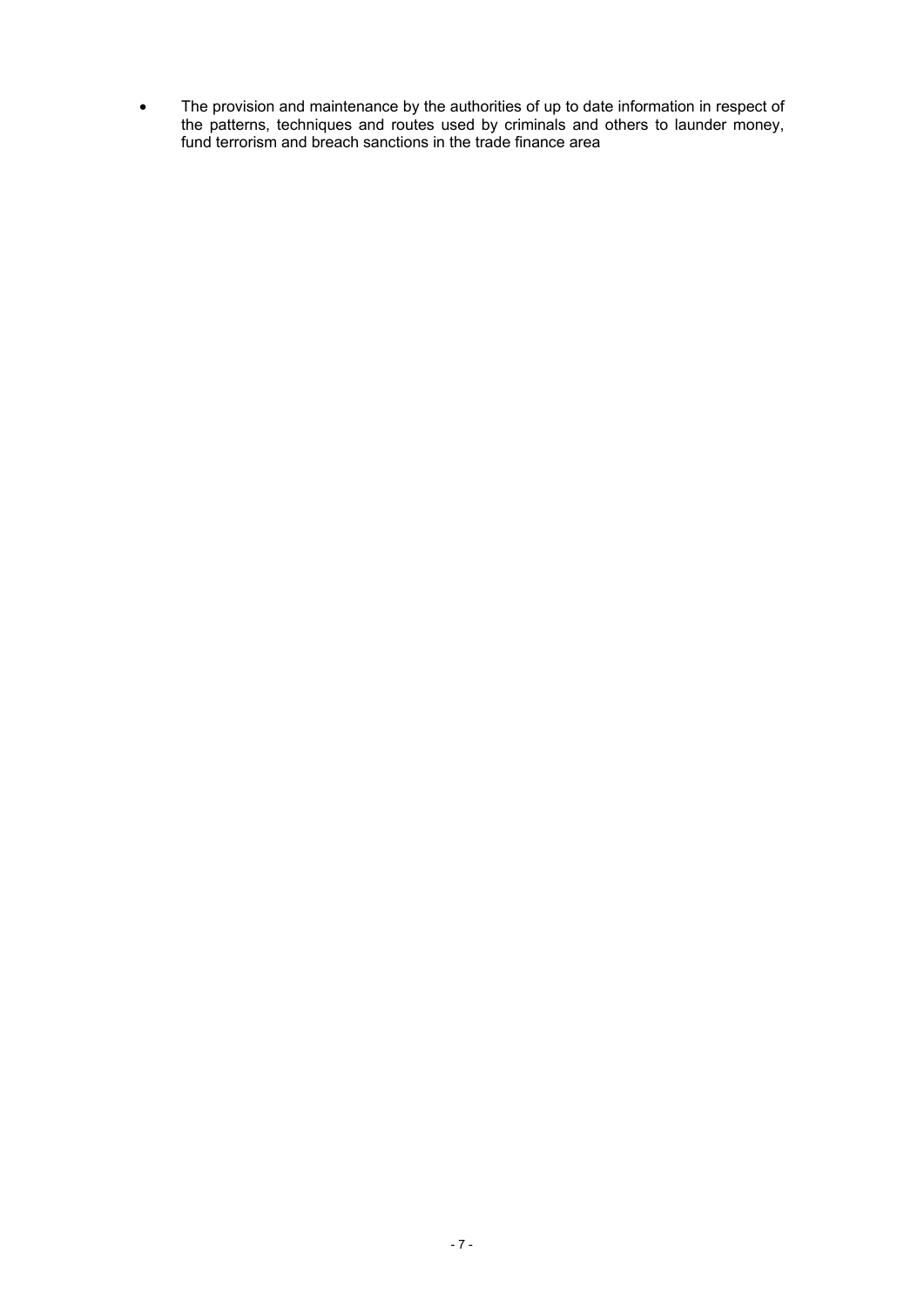- The provision and maintenance by the authorities of up to date information in respect of the patterns, techniques and routes used by criminals and others to launder money, fund terrorism and breach sanctions in the trade finance area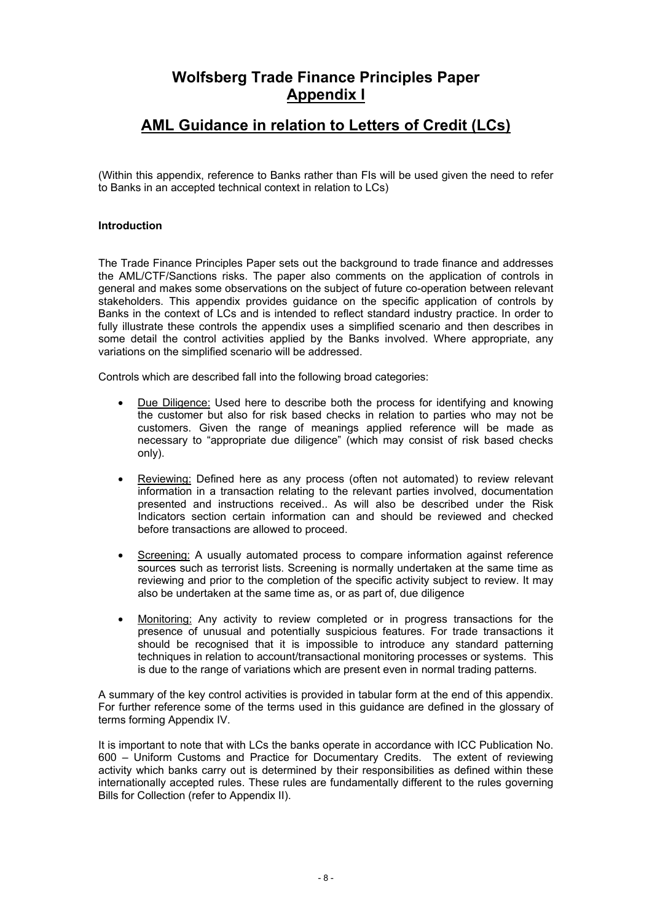# Wolfsberg Trade Finance Principles Paper
## Appendix I

## AML Guidance in relation to Letters of Credit (LCs)

(Within this appendix, reference to Banks rather than FIs will be used given the need to refer to Banks in an accepted technical context in relation to LCs)

**Introduction**

The Trade Finance Principles Paper sets out the background to trade finance and addresses the AML/CTF/Sanctions risks. The paper also comments on the application of controls in general and makes some observations on the subject of future co-operation between relevant stakeholders. This appendix provides guidance on the specific application of controls by Banks in the context of LCs and is intended to reflect standard industry practice. In order to fully illustrate these controls the appendix uses a simplified scenario and then describes in some detail the control activities applied by the Banks involved. Where appropriate, any variations on the simplified scenario will be addressed.

Controls which are described fall into the following broad categories:

- Due Diligence: Used here to describe both the process for identifying and knowing the customer but also for risk based checks in relation to parties who may not be customers. Given the range of meanings applied reference will be made as necessary to "appropriate due diligence" (which may consist of risk based checks only).
- Reviewing: Defined here as any process (often not automated) to review relevant information in a transaction relating to the relevant parties involved, documentation presented and instructions received.. As will also be described under the Risk Indicators section certain information can and should be reviewed and checked before transactions are allowed to proceed.
- Screening: A usually automated process to compare information against reference sources such as terrorist lists. Screening is normally undertaken at the same time as reviewing and prior to the completion of the specific activity subject to review. It may also be undertaken at the same time as, or as part of, due diligence
- Monitoring: Any activity to review completed or in progress transactions for the presence of unusual and potentially suspicious features. For trade transactions it should be recognised that it is impossible to introduce any standard patterning techniques in relation to account/transactional monitoring processes or systems. This is due to the range of variations which are present even in normal trading patterns.

A summary of the key control activities is provided in tabular form at the end of this appendix. For further reference some of the terms used in this guidance are defined in the glossary of terms forming Appendix IV.

It is important to note that with LCs the banks operate in accordance with ICC Publication No. 600 – Uniform Customs and Practice for Documentary Credits. The extent of reviewing activity which banks carry out is determined by their responsibilities as defined within these internationally accepted rules. These rules are fundamentally different to the rules governing Bills for Collection (refer to Appendix II).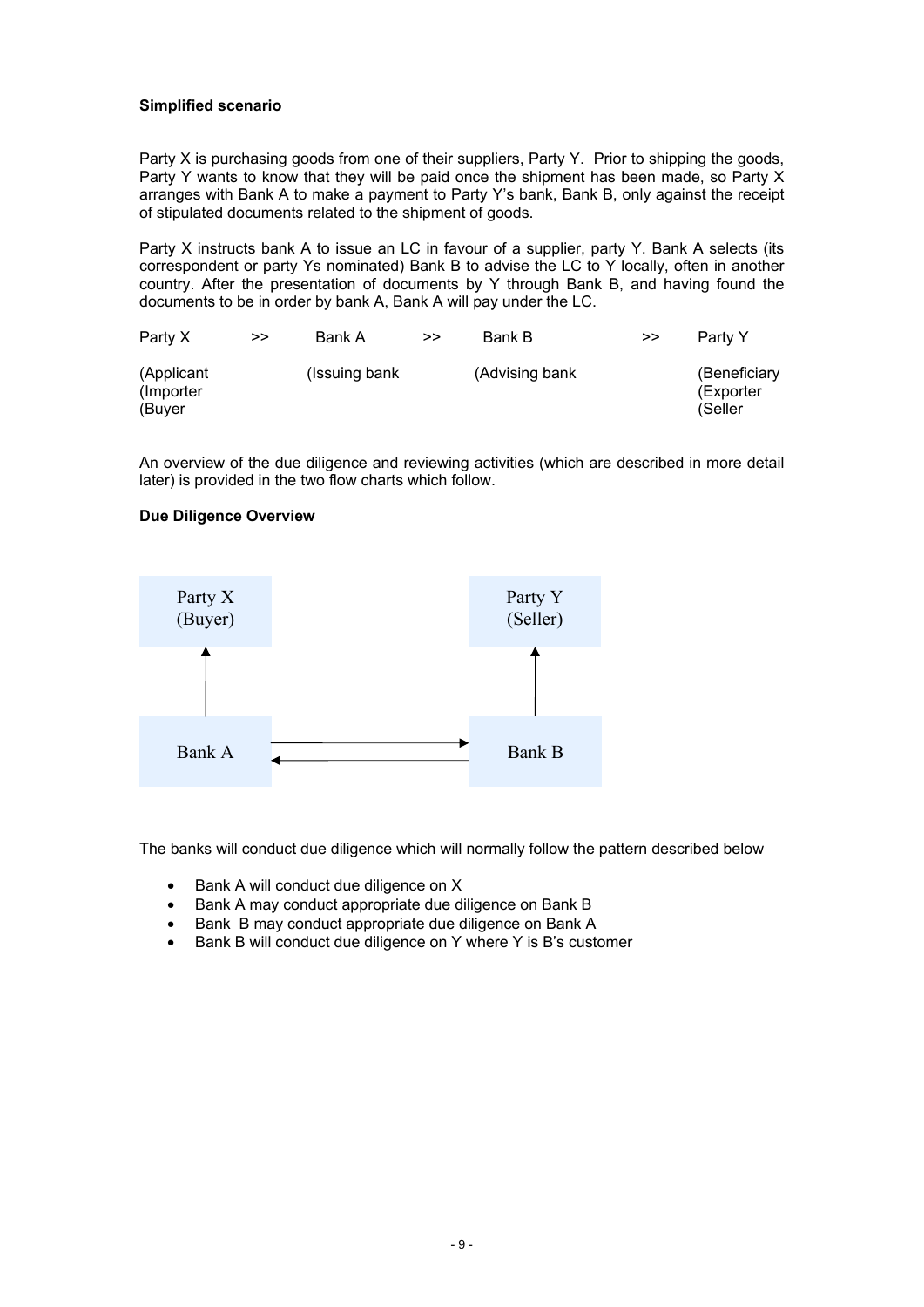**Simplified scenario**

Party X is purchasing goods from one of their suppliers, Party Y. Prior to shipping the goods, Party Y wants to know that they will be paid once the shipment has been made, so Party X arranges with Bank A to make a payment to Party Y's bank, Bank B, only against the receipt of stipulated documents related to the shipment of goods.

Party X instructs bank A to issue an LC in favour of a supplier, party Y. Bank A selects (its correspondent or party Ys nominated) Bank B to advise the LC to Y locally, often in another country. After the presentation of documents by Y through Bank B, and having found the documents to be in order by bank A, Bank A will pay under the LC.

| Party X | >> | Bank A | >> | Bank B | >> | Party Y |
|---|---|---|---|---|---|---|
| (Applicant<br>(Importer<br>(Buyer | | (Issuing bank | | (Advising bank | | (Beneficiary<br>(Exporter<br>(Seller |

An overview of the due diligence and reviewing activities (which are described in more detail later) is provided in the two flow charts which follow.

**Due Diligence Overview**

Party X (Buyer) ← Bank A ⇄ Bank B → Party Y (Seller)

The banks will conduct due diligence which will normally follow the pattern described below

- Bank A will conduct due diligence on X
- Bank A may conduct appropriate due diligence on Bank B
- Bank B may conduct appropriate due diligence on Bank A
- Bank B will conduct due diligence on Y where Y is B's customer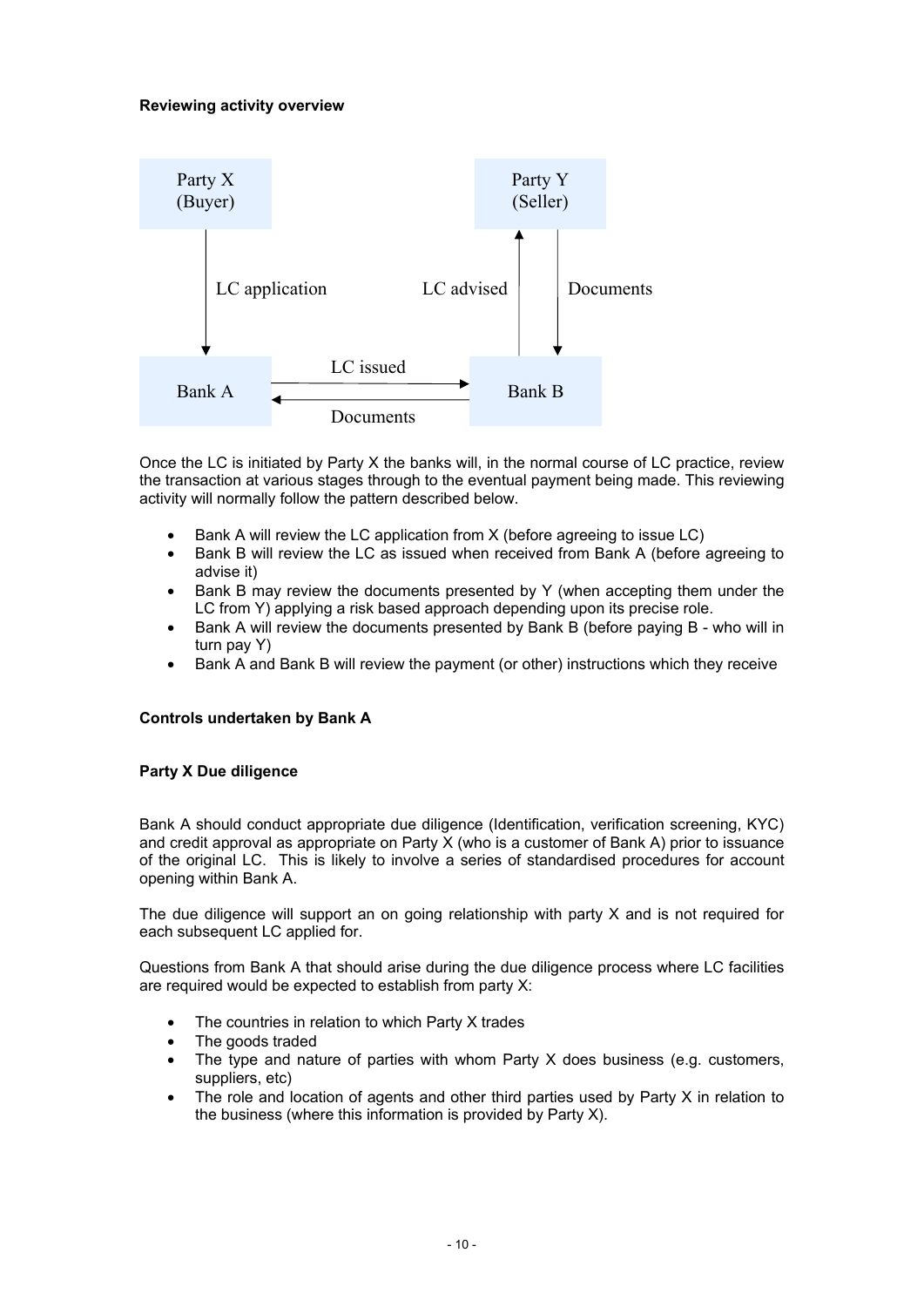**Reviewing activity overview**

Party X (Buyer) → LC application → Bank A

Bank A → LC issued → Bank B

Bank B → Documents → Bank A

Bank B → LC advised → Party Y (Seller)

Party Y → Documents → Bank B

Once the LC is initiated by Party X the banks will, in the normal course of LC practice, review the transaction at various stages through to the eventual payment being made. This reviewing activity will normally follow the pattern described below.

- Bank A will review the LC application from X (before agreeing to issue LC)
- Bank B will review the LC as issued when received from Bank A (before agreeing to advise it)
- Bank B may review the documents presented by Y (when accepting them under the LC from Y) applying a risk based approach depending upon its precise role.
- Bank A will review the documents presented by Bank B (before paying B - who will in turn pay Y)
- Bank A and Bank B will review the payment (or other) instructions which they receive

**Controls undertaken by Bank A**

**Party X Due diligence**

Bank A should conduct appropriate due diligence (Identification, verification screening, KYC) and credit approval as appropriate on Party X (who is a customer of Bank A) prior to issuance of the original LC. This is likely to involve a series of standardised procedures for account opening within Bank A.

The due diligence will support an on going relationship with party X and is not required for each subsequent LC applied for.

Questions from Bank A that should arise during the due diligence process where LC facilities are required would be expected to establish from party X:

- The countries in relation to which Party X trades
- The goods traded
- The type and nature of parties with whom Party X does business (e.g. customers, suppliers, etc)
- The role and location of agents and other third parties used by Party X in relation to the business (where this information is provided by Party X).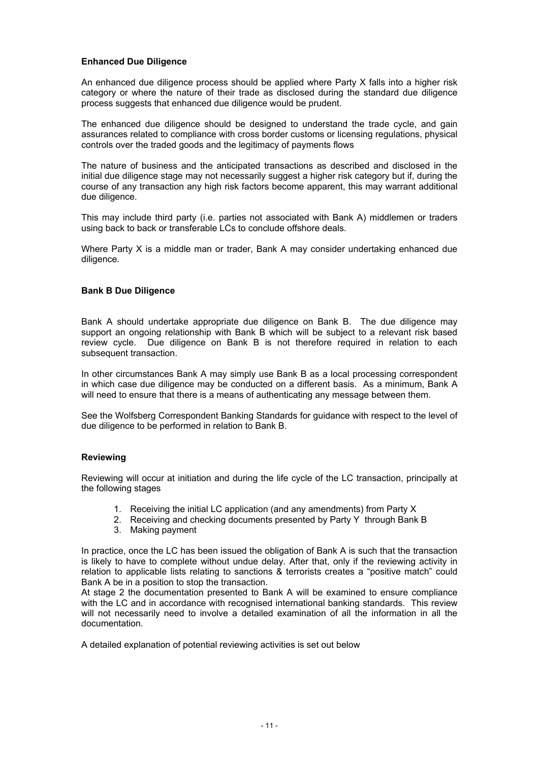**Enhanced Due Diligence**

An enhanced due diligence process should be applied where Party X falls into a higher risk category or where the nature of their trade as disclosed during the standard due diligence process suggests that enhanced due diligence would be prudent.

The enhanced due diligence should be designed to understand the trade cycle, and gain assurances related to compliance with cross border customs or licensing regulations, physical controls over the traded goods and the legitimacy of payments flows

The nature of business and the anticipated transactions as described and disclosed in the initial due diligence stage may not necessarily suggest a higher risk category but if, during the course of any transaction any high risk factors become apparent, this may warrant additional due diligence.

This may include third party (i.e. parties not associated with Bank A) middlemen or traders using back to back or transferable LCs to conclude offshore deals.

Where Party X is a middle man or trader, Bank A may consider undertaking enhanced due diligence.

**Bank B Due Diligence**

Bank A should undertake appropriate due diligence on Bank B. The due diligence may support an ongoing relationship with Bank B which will be subject to a relevant risk based review cycle. Due diligence on Bank B is not therefore required in relation to each subsequent transaction.

In other circumstances Bank A may simply use Bank B as a local processing correspondent in which case due diligence may be conducted on a different basis. As a minimum, Bank A will need to ensure that there is a means of authenticating any message between them.

See the Wolfsberg Correspondent Banking Standards for guidance with respect to the level of due diligence to be performed in relation to Bank B.

**Reviewing**

Reviewing will occur at initiation and during the life cycle of the LC transaction, principally at the following stages

1. Receiving the initial LC application (and any amendments) from Party X
2. Receiving and checking documents presented by Party Y through Bank B
3. Making payment

In practice, once the LC has been issued the obligation of Bank A is such that the transaction is likely to have to complete without undue delay. After that, only if the reviewing activity in relation to applicable lists relating to sanctions & terrorists creates a "positive match" could Bank A be in a position to stop the transaction.
At stage 2 the documentation presented to Bank A will be examined to ensure compliance with the LC and in accordance with recognised international banking standards. This review will not necessarily need to involve a detailed examination of all the information in all the documentation.

A detailed explanation of potential reviewing activities is set out below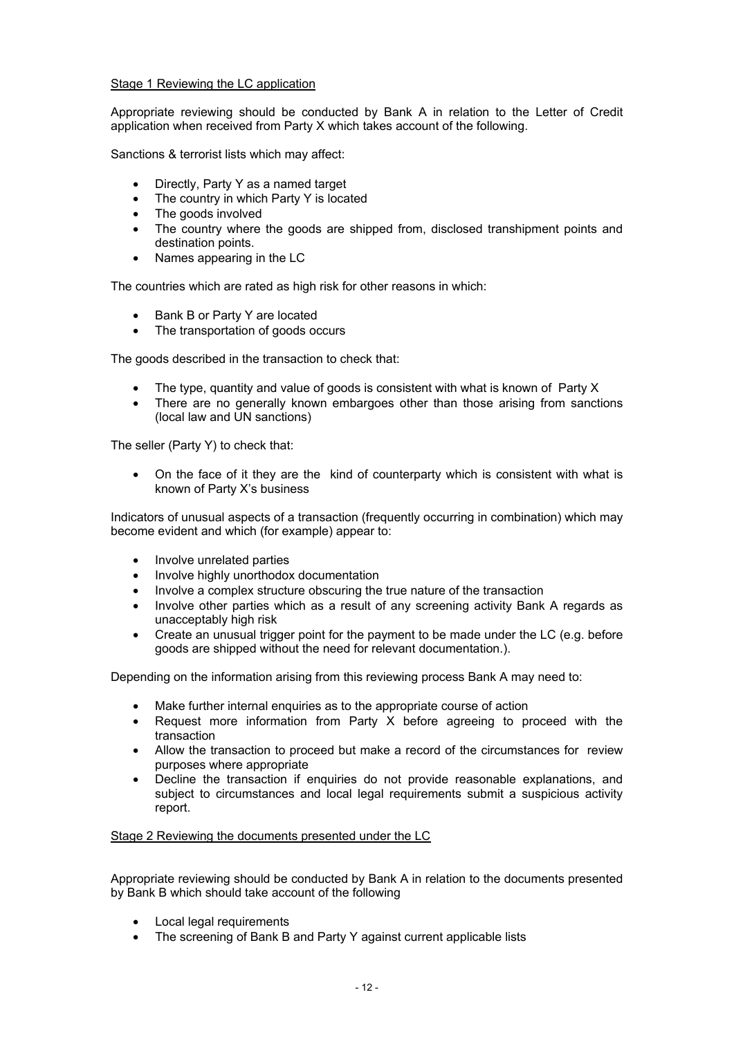Stage 1 Reviewing the LC application

Appropriate reviewing should be conducted by Bank A in relation to the Letter of Credit application when received from Party X which takes account of the following.

Sanctions & terrorist lists which may affect:

- Directly, Party Y as a named target
- The country in which Party Y is located
- The goods involved
- The country where the goods are shipped from, disclosed transhipment points and destination points.
- Names appearing in the LC

The countries which are rated as high risk for other reasons in which:

- Bank B or Party Y are located
- The transportation of goods occurs

The goods described in the transaction to check that:

- The type, quantity and value of goods is consistent with what is known of Party X
- There are no generally known embargoes other than those arising from sanctions (local law and UN sanctions)

The seller (Party Y) to check that:

- On the face of it they are the kind of counterparty which is consistent with what is known of Party X's business

Indicators of unusual aspects of a transaction (frequently occurring in combination) which may become evident and which (for example) appear to:

- Involve unrelated parties
- Involve highly unorthodox documentation
- Involve a complex structure obscuring the true nature of the transaction
- Involve other parties which as a result of any screening activity Bank A regards as unacceptably high risk
- Create an unusual trigger point for the payment to be made under the LC (e.g. before goods are shipped without the need for relevant documentation.).

Depending on the information arising from this reviewing process Bank A may need to:

- Make further internal enquiries as to the appropriate course of action
- Request more information from Party X before agreeing to proceed with the transaction
- Allow the transaction to proceed but make a record of the circumstances for review purposes where appropriate
- Decline the transaction if enquiries do not provide reasonable explanations, and subject to circumstances and local legal requirements submit a suspicious activity report.

Stage 2 Reviewing the documents presented under the LC

Appropriate reviewing should be conducted by Bank A in relation to the documents presented by Bank B which should take account of the following

- Local legal requirements
- The screening of Bank B and Party Y against current applicable lists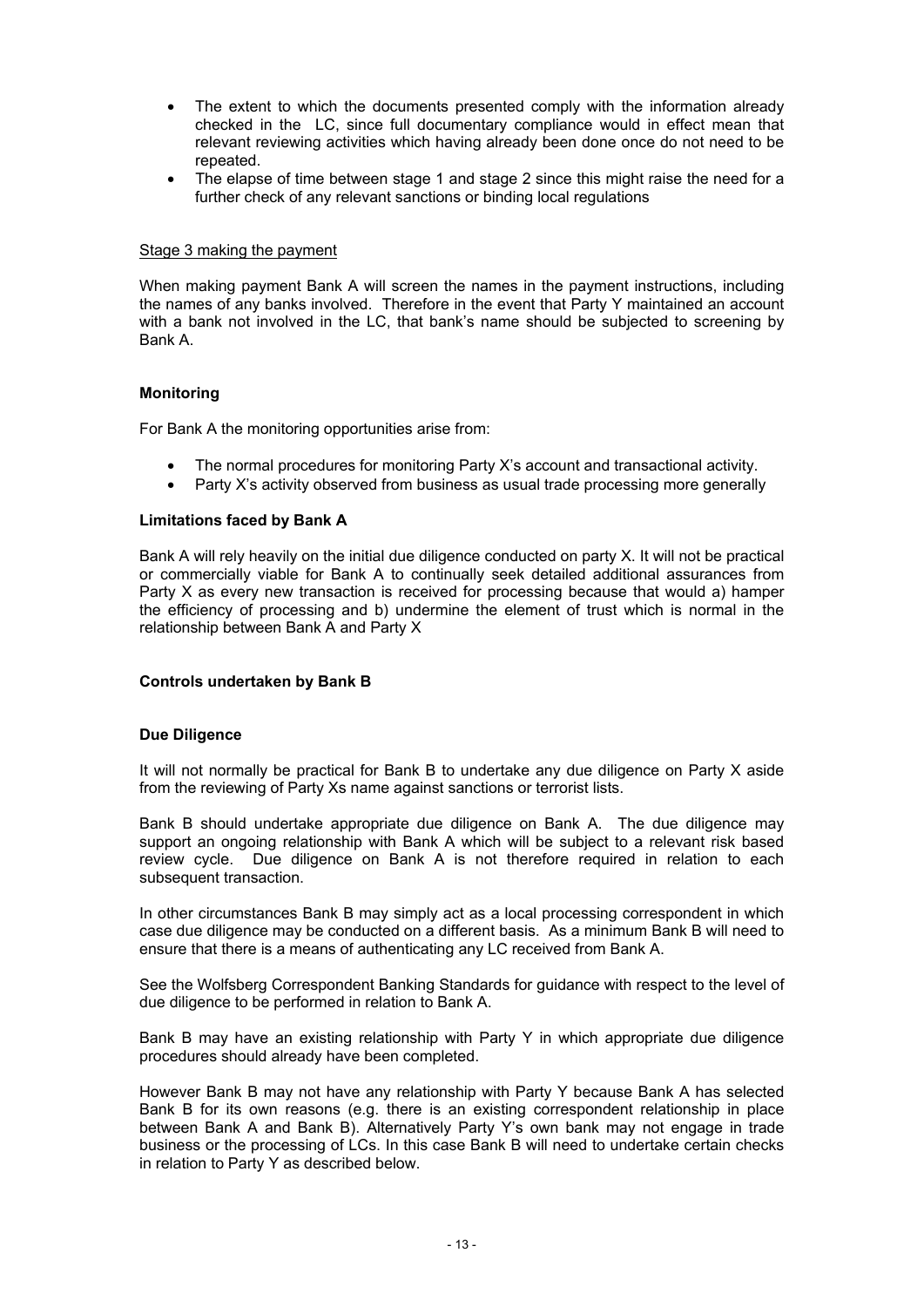- The extent to which the documents presented comply with the information already checked in the LC, since full documentary compliance would in effect mean that relevant reviewing activities which having already been done once do not need to be repeated.
- The elapse of time between stage 1 and stage 2 since this might raise the need for a further check of any relevant sanctions or binding local regulations

Stage 3 making the payment

When making payment Bank A will screen the names in the payment instructions, including the names of any banks involved. Therefore in the event that Party Y maintained an account with a bank not involved in the LC, that bank's name should be subjected to screening by Bank A.

**Monitoring**

For Bank A the monitoring opportunities arise from:

- The normal procedures for monitoring Party X's account and transactional activity.
- Party X's activity observed from business as usual trade processing more generally

**Limitations faced by Bank A**

Bank A will rely heavily on the initial due diligence conducted on party X. It will not be practical or commercially viable for Bank A to continually seek detailed additional assurances from Party X as every new transaction is received for processing because that would a) hamper the efficiency of processing and b) undermine the element of trust which is normal in the relationship between Bank A and Party X

**Controls undertaken by Bank B**

**Due Diligence**

It will not normally be practical for Bank B to undertake any due diligence on Party X aside from the reviewing of Party Xs name against sanctions or terrorist lists.

Bank B should undertake appropriate due diligence on Bank A. The due diligence may support an ongoing relationship with Bank A which will be subject to a relevant risk based review cycle. Due diligence on Bank A is not therefore required in relation to each subsequent transaction.

In other circumstances Bank B may simply act as a local processing correspondent in which case due diligence may be conducted on a different basis. As a minimum Bank B will need to ensure that there is a means of authenticating any LC received from Bank A.

See the Wolfsberg Correspondent Banking Standards for guidance with respect to the level of due diligence to be performed in relation to Bank A.

Bank B may have an existing relationship with Party Y in which appropriate due diligence procedures should already have been completed.

However Bank B may not have any relationship with Party Y because Bank A has selected Bank B for its own reasons (e.g. there is an existing correspondent relationship in place between Bank A and Bank B). Alternatively Party Y's own bank may not engage in trade business or the processing of LCs. In this case Bank B will need to undertake certain checks in relation to Party Y as described below.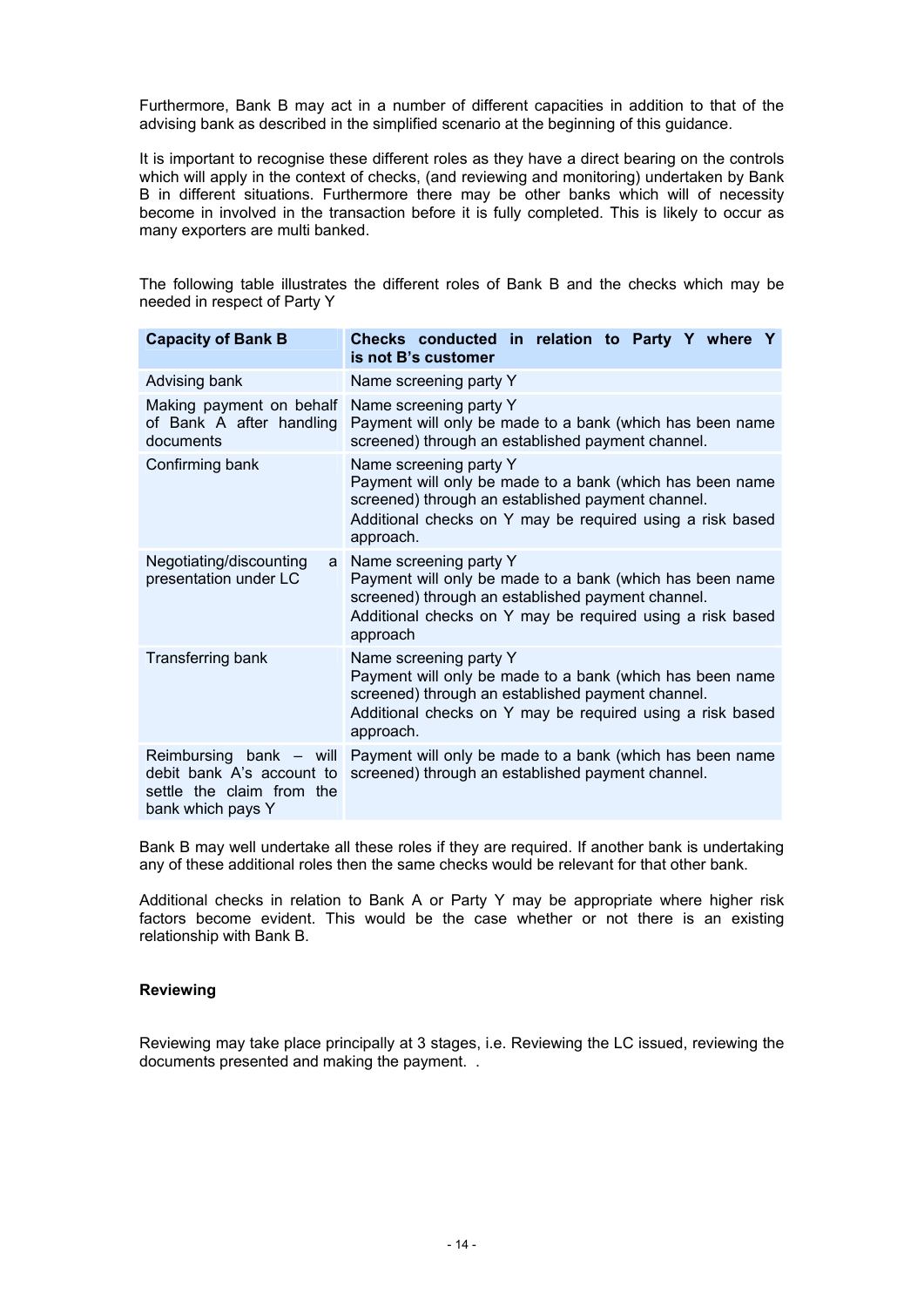Furthermore, Bank B may act in a number of different capacities in addition to that of the advising bank as described in the simplified scenario at the beginning of this guidance.

It is important to recognise these different roles as they have a direct bearing on the controls which will apply in the context of checks, (and reviewing and monitoring) undertaken by Bank B in different situations. Furthermore there may be other banks which will of necessity become in involved in the transaction before it is fully completed. This is likely to occur as many exporters are multi banked.

The following table illustrates the different roles of Bank B and the checks which may be needed in respect of Party Y

| Capacity of Bank B | Checks conducted in relation to Party Y where Y is not B's customer |
|---|---|
| Advising bank | Name screening party Y |
| Making payment on behalf of Bank A after handling documents | Name screening party Y<br>Payment will only be made to a bank (which has been name screened) through an established payment channel. |
| Confirming bank | Name screening party Y<br>Payment will only be made to a bank (which has been name screened) through an established payment channel.<br>Additional checks on Y may be required using a risk based approach. |
| Negotiating/discounting a presentation under LC | Name screening party Y<br>Payment will only be made to a bank (which has been name screened) through an established payment channel.<br>Additional checks on Y may be required using a risk based approach |
| Transferring bank | Name screening party Y<br>Payment will only be made to a bank (which has been name screened) through an established payment channel.<br>Additional checks on Y may be required using a risk based approach. |
| Reimbursing bank – will debit bank A's account to settle the claim from the bank which pays Y | Payment will only be made to a bank (which has been name screened) through an established payment channel. |

Bank B may well undertake all these roles if they are required. If another bank is undertaking any of these additional roles then the same checks would be relevant for that other bank.

Additional checks in relation to Bank A or Party Y may be appropriate where higher risk factors become evident. This would be the case whether or not there is an existing relationship with Bank B.

**Reviewing**

Reviewing may take place principally at 3 stages, i.e. Reviewing the LC issued, reviewing the documents presented and making the payment. .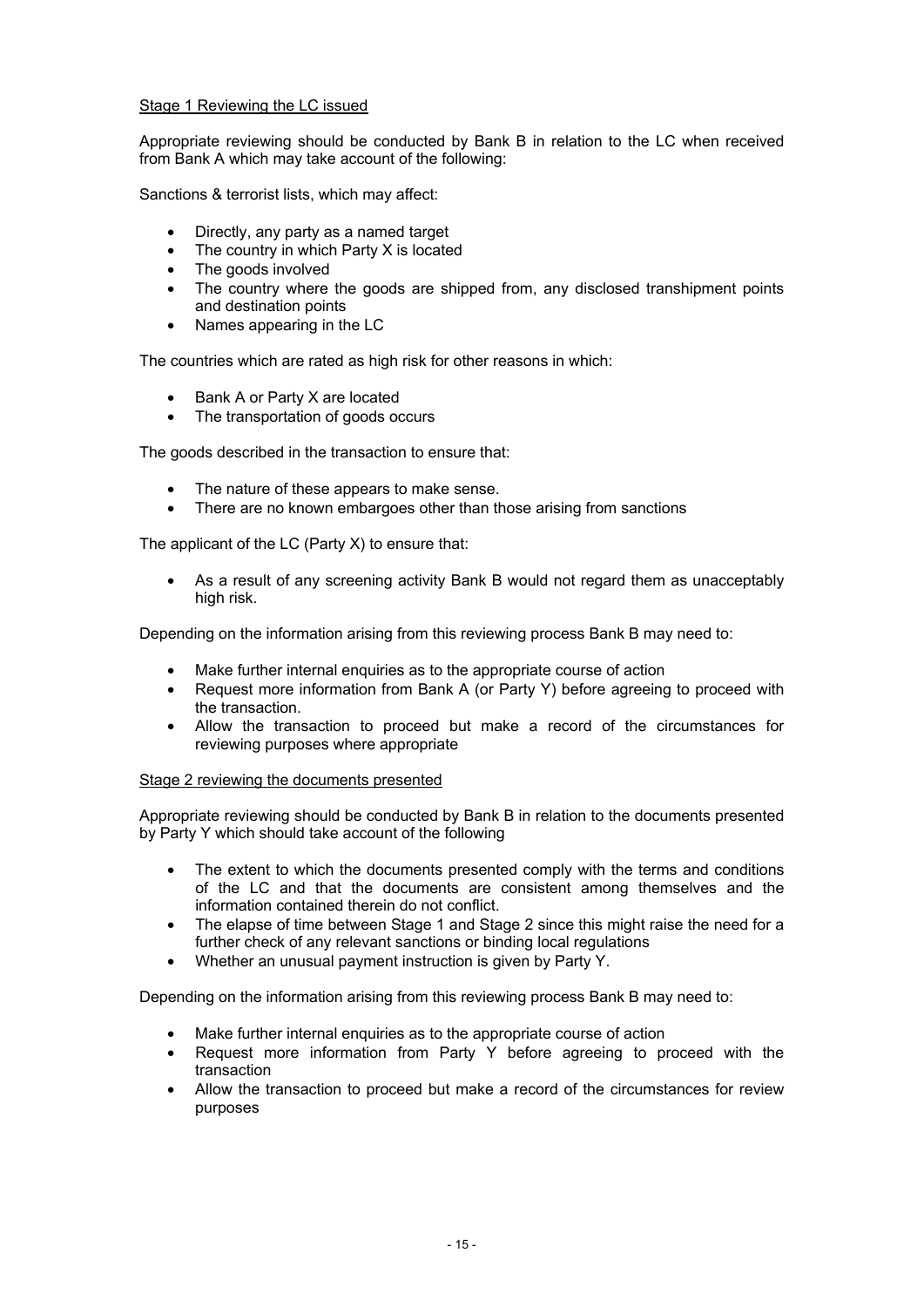Stage 1 Reviewing the LC issued

Appropriate reviewing should be conducted by Bank B in relation to the LC when received from Bank A which may take account of the following:

Sanctions & terrorist lists, which may affect:

- Directly, any party as a named target
- The country in which Party X is located
- The goods involved
- The country where the goods are shipped from, any disclosed transhipment points and destination points
- Names appearing in the LC

The countries which are rated as high risk for other reasons in which:

- Bank A or Party X are located
- The transportation of goods occurs

The goods described in the transaction to ensure that:

- The nature of these appears to make sense.
- There are no known embargoes other than those arising from sanctions

The applicant of the LC (Party X) to ensure that:

- As a result of any screening activity Bank B would not regard them as unacceptably high risk.

Depending on the information arising from this reviewing process Bank B may need to:

- Make further internal enquiries as to the appropriate course of action
- Request more information from Bank A (or Party Y) before agreeing to proceed with the transaction.
- Allow the transaction to proceed but make a record of the circumstances for reviewing purposes where appropriate

Stage 2 reviewing the documents presented

Appropriate reviewing should be conducted by Bank B in relation to the documents presented by Party Y which should take account of the following

- The extent to which the documents presented comply with the terms and conditions of the LC and that the documents are consistent among themselves and the information contained therein do not conflict.
- The elapse of time between Stage 1 and Stage 2 since this might raise the need for a further check of any relevant sanctions or binding local regulations
- Whether an unusual payment instruction is given by Party Y.

Depending on the information arising from this reviewing process Bank B may need to:

- Make further internal enquiries as to the appropriate course of action
- Request more information from Party Y before agreeing to proceed with the transaction
- Allow the transaction to proceed but make a record of the circumstances for review purposes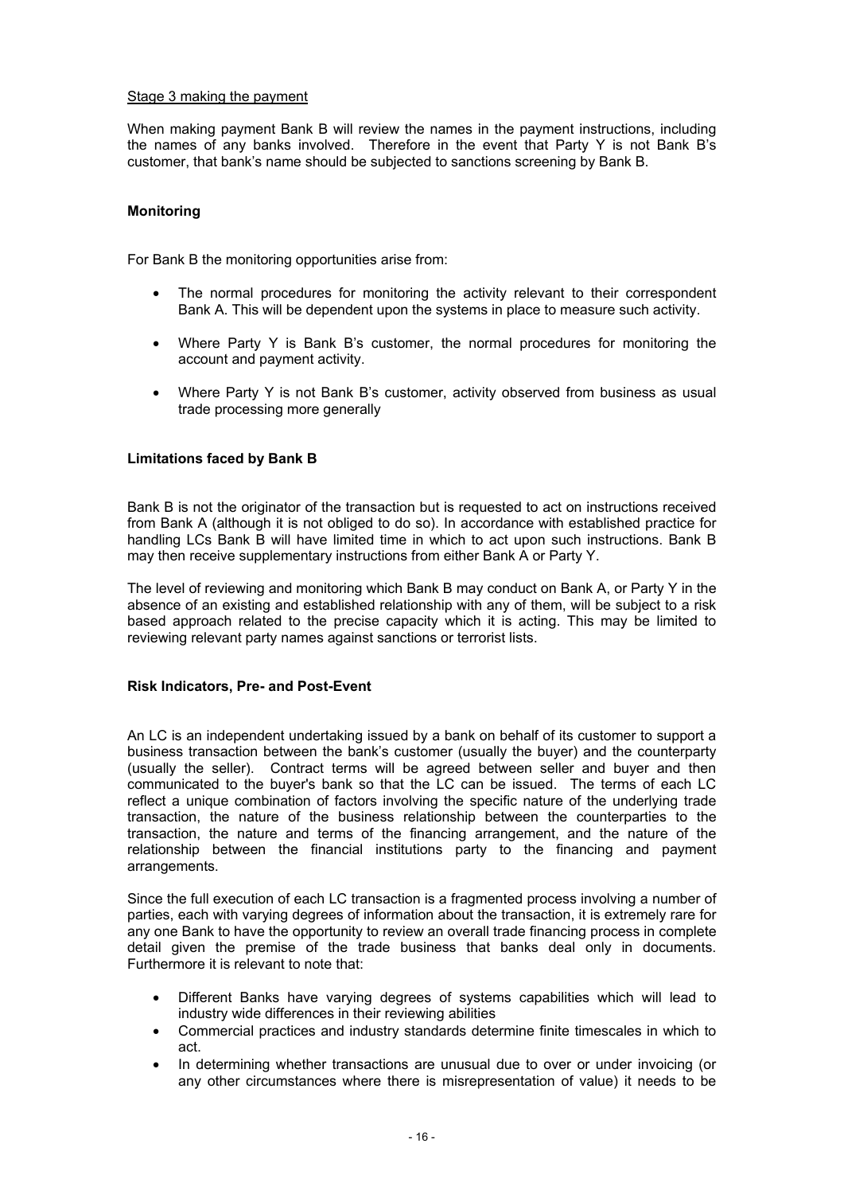Stage 3 making the payment

When making payment Bank B will review the names in the payment instructions, including the names of any banks involved. Therefore in the event that Party Y is not Bank B's customer, that bank's name should be subjected to sanctions screening by Bank B.

**Monitoring**

For Bank B the monitoring opportunities arise from:

- The normal procedures for monitoring the activity relevant to their correspondent Bank A. This will be dependent upon the systems in place to measure such activity.
- Where Party Y is Bank B's customer, the normal procedures for monitoring the account and payment activity.
- Where Party Y is not Bank B's customer, activity observed from business as usual trade processing more generally

**Limitations faced by Bank B**

Bank B is not the originator of the transaction but is requested to act on instructions received from Bank A (although it is not obliged to do so). In accordance with established practice for handling LCs Bank B will have limited time in which to act upon such instructions. Bank B may then receive supplementary instructions from either Bank A or Party Y.

The level of reviewing and monitoring which Bank B may conduct on Bank A, or Party Y in the absence of an existing and established relationship with any of them, will be subject to a risk based approach related to the precise capacity which it is acting. This may be limited to reviewing relevant party names against sanctions or terrorist lists.

**Risk Indicators, Pre- and Post-Event**

An LC is an independent undertaking issued by a bank on behalf of its customer to support a business transaction between the bank's customer (usually the buyer) and the counterparty (usually the seller). Contract terms will be agreed between seller and buyer and then communicated to the buyer's bank so that the LC can be issued. The terms of each LC reflect a unique combination of factors involving the specific nature of the underlying trade transaction, the nature of the business relationship between the counterparties to the transaction, the nature and terms of the financing arrangement, and the nature of the relationship between the financial institutions party to the financing and payment arrangements.

Since the full execution of each LC transaction is a fragmented process involving a number of parties, each with varying degrees of information about the transaction, it is extremely rare for any one Bank to have the opportunity to review an overall trade financing process in complete detail given the premise of the trade business that banks deal only in documents. Furthermore it is relevant to note that:

- Different Banks have varying degrees of systems capabilities which will lead to industry wide differences in their reviewing abilities
- Commercial practices and industry standards determine finite timescales in which to act.
- In determining whether transactions are unusual due to over or under invoicing (or any other circumstances where there is misrepresentation of value) it needs to be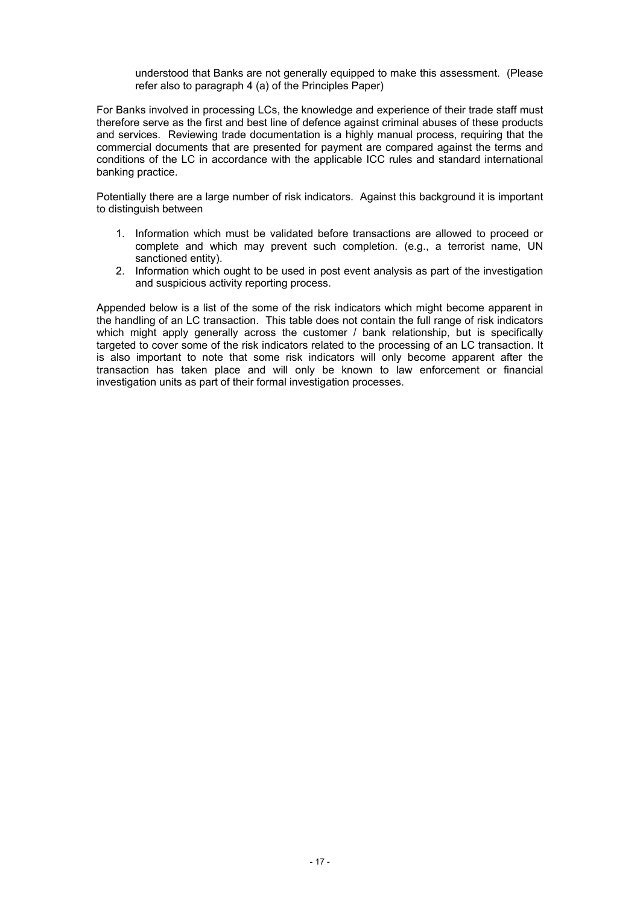understood that Banks are not generally equipped to make this assessment. (Please refer also to paragraph 4 (a) of the Principles Paper)

For Banks involved in processing LCs, the knowledge and experience of their trade staff must therefore serve as the first and best line of defence against criminal abuses of these products and services. Reviewing trade documentation is a highly manual process, requiring that the commercial documents that are presented for payment are compared against the terms and conditions of the LC in accordance with the applicable ICC rules and standard international banking practice.

Potentially there are a large number of risk indicators. Against this background it is important to distinguish between

1. Information which must be validated before transactions are allowed to proceed or complete and which may prevent such completion. (e.g., a terrorist name, UN sanctioned entity).
2. Information which ought to be used in post event analysis as part of the investigation and suspicious activity reporting process.

Appended below is a list of the some of the risk indicators which might become apparent in the handling of an LC transaction. This table does not contain the full range of risk indicators which might apply generally across the customer / bank relationship, but is specifically targeted to cover some of the risk indicators related to the processing of an LC transaction. It is also important to note that some risk indicators will only become apparent after the transaction has taken place and will only be known to law enforcement or financial investigation units as part of their formal investigation processes.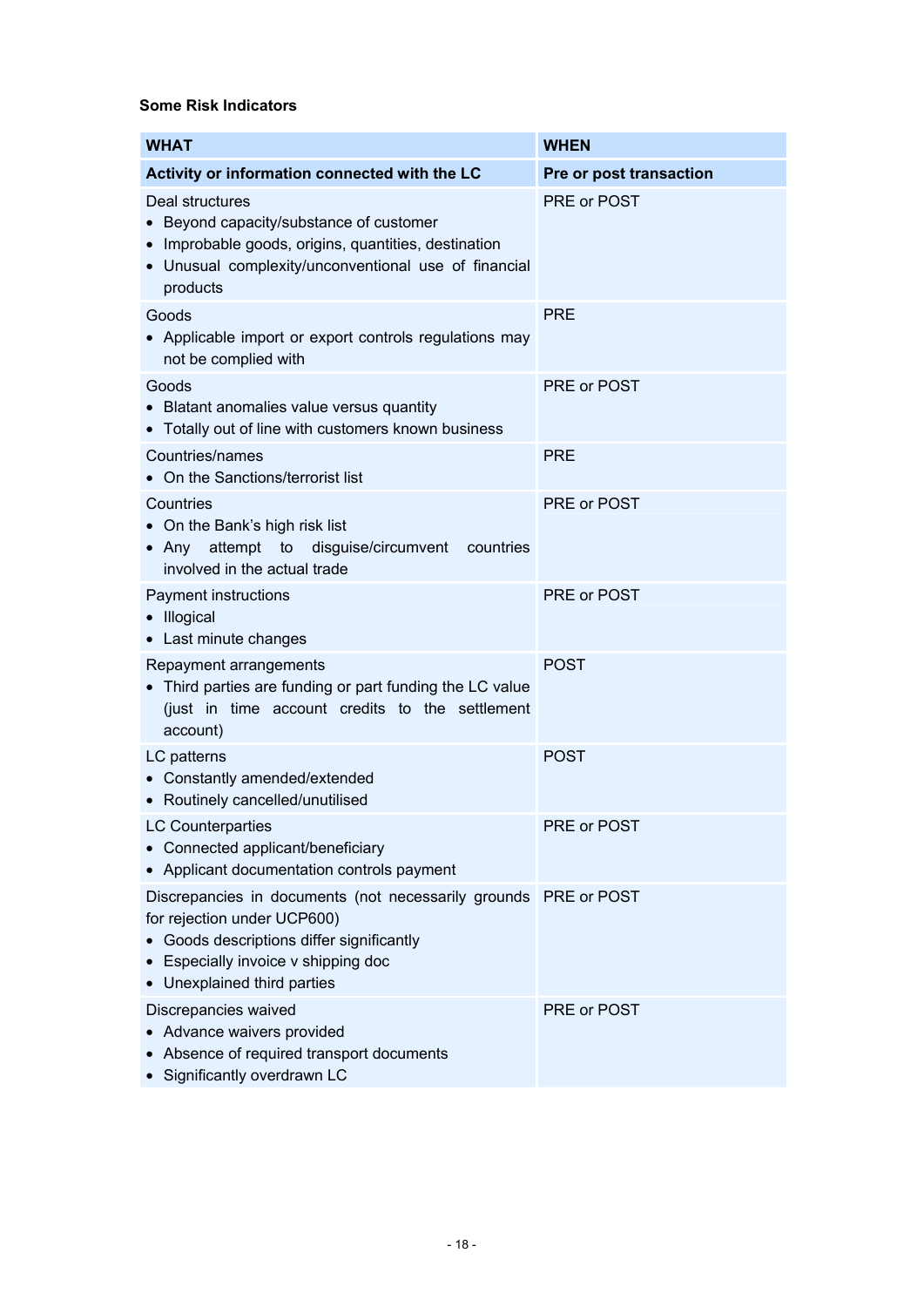**Some Risk Indicators**

| WHAT | WHEN |
|---|---|
| **Activity or information connected with the LC** | **Pre or post transaction** |
| Deal structures<br>• Beyond capacity/substance of customer<br>• Improbable goods, origins, quantities, destination<br>• Unusual complexity/unconventional use of financial products | PRE or POST |
| Goods<br>• Applicable import or export controls regulations may not be complied with | PRE |
| Goods<br>• Blatant anomalies value versus quantity<br>• Totally out of line with customers known business | PRE or POST |
| Countries/names<br>• On the Sanctions/terrorist list | PRE |
| Countries<br>• On the Bank's high risk list<br>• Any attempt to disguise/circumvent countries involved in the actual trade | PRE or POST |
| Payment instructions<br>• Illogical<br>• Last minute changes | PRE or POST |
| Repayment arrangements<br>• Third parties are funding or part funding the LC value (just in time account credits to the settlement account) | POST |
| LC patterns<br>• Constantly amended/extended<br>• Routinely cancelled/unutilised | POST |
| LC Counterparties<br>• Connected applicant/beneficiary<br>• Applicant documentation controls payment | PRE or POST |
| Discrepancies in documents (not necessarily grounds for rejection under UCP600)<br>• Goods descriptions differ significantly<br>• Especially invoice v shipping doc<br>• Unexplained third parties | PRE or POST |
| Discrepancies waived<br>• Advance waivers provided<br>• Absence of required transport documents<br>• Significantly overdrawn LC | PRE or POST |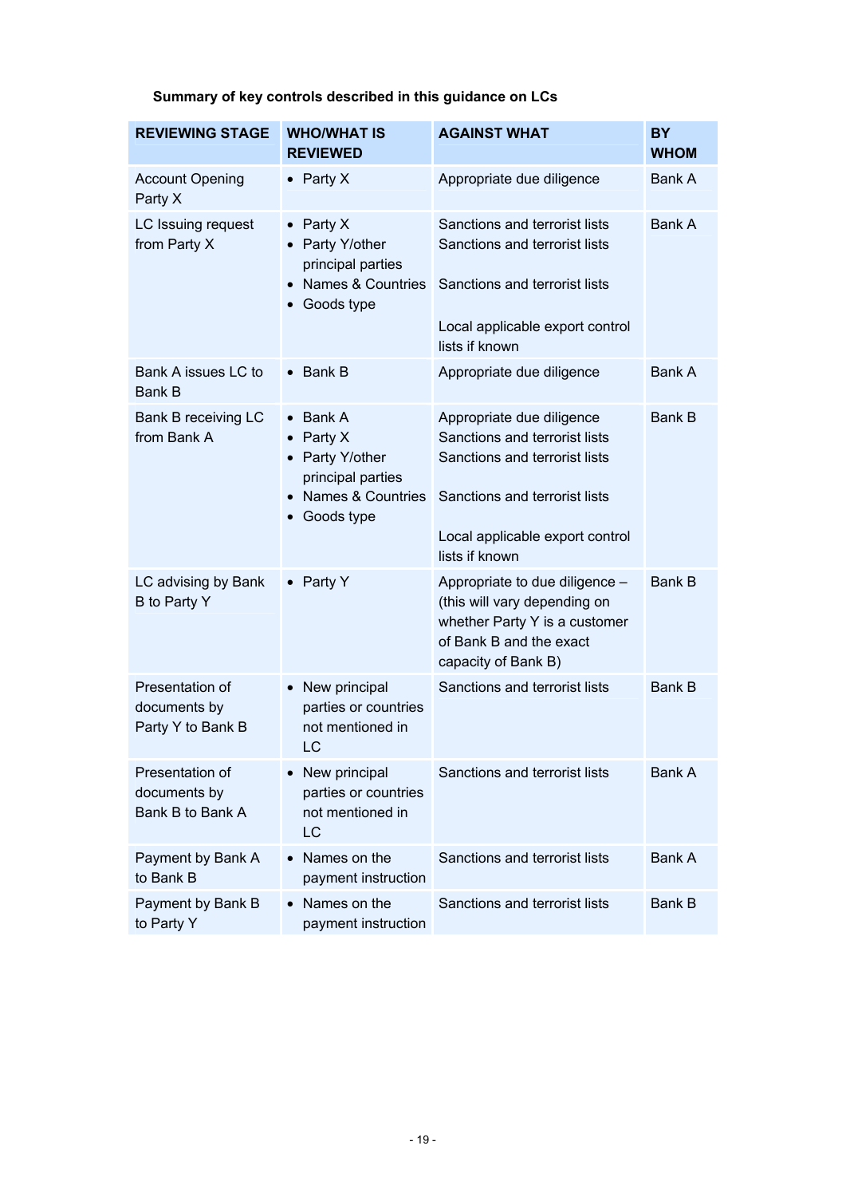**Summary of key controls described in this guidance on LCs**

| REVIEWING STAGE | WHO/WHAT IS REVIEWED | AGAINST WHAT | BY WHOM |
|---|---|---|---|
| Account Opening Party X | • Party X | Appropriate due diligence | Bank A |
| LC Issuing request from Party X | • Party X<br>• Party Y/other principal parties<br>• Names & Countries<br>• Goods type | Sanctions and terrorist lists<br>Sanctions and terrorist lists<br>Sanctions and terrorist lists<br>Local applicable export control lists if known | Bank A |
| Bank A issues LC to Bank B | • Bank B | Appropriate due diligence | Bank A |
| Bank B receiving LC from Bank A | • Bank A<br>• Party X<br>• Party Y/other principal parties<br>• Names & Countries<br>• Goods type | Appropriate due diligence<br>Sanctions and terrorist lists<br>Sanctions and terrorist lists<br>Sanctions and terrorist lists<br>Local applicable export control lists if known | Bank B |
| LC advising by Bank B to Party Y | • Party Y | Appropriate to due diligence – (this will vary depending on whether Party Y is a customer of Bank B and the exact capacity of Bank B) | Bank B |
| Presentation of documents by Party Y to Bank B | • New principal parties or countries not mentioned in LC | Sanctions and terrorist lists | Bank B |
| Presentation of documents by Bank B to Bank A | • New principal parties or countries not mentioned in LC | Sanctions and terrorist lists | Bank A |
| Payment by Bank A to Bank B | • Names on the payment instruction | Sanctions and terrorist lists | Bank A |
| Payment by Bank B to Party Y | • Names on the payment instruction | Sanctions and terrorist lists | Bank B |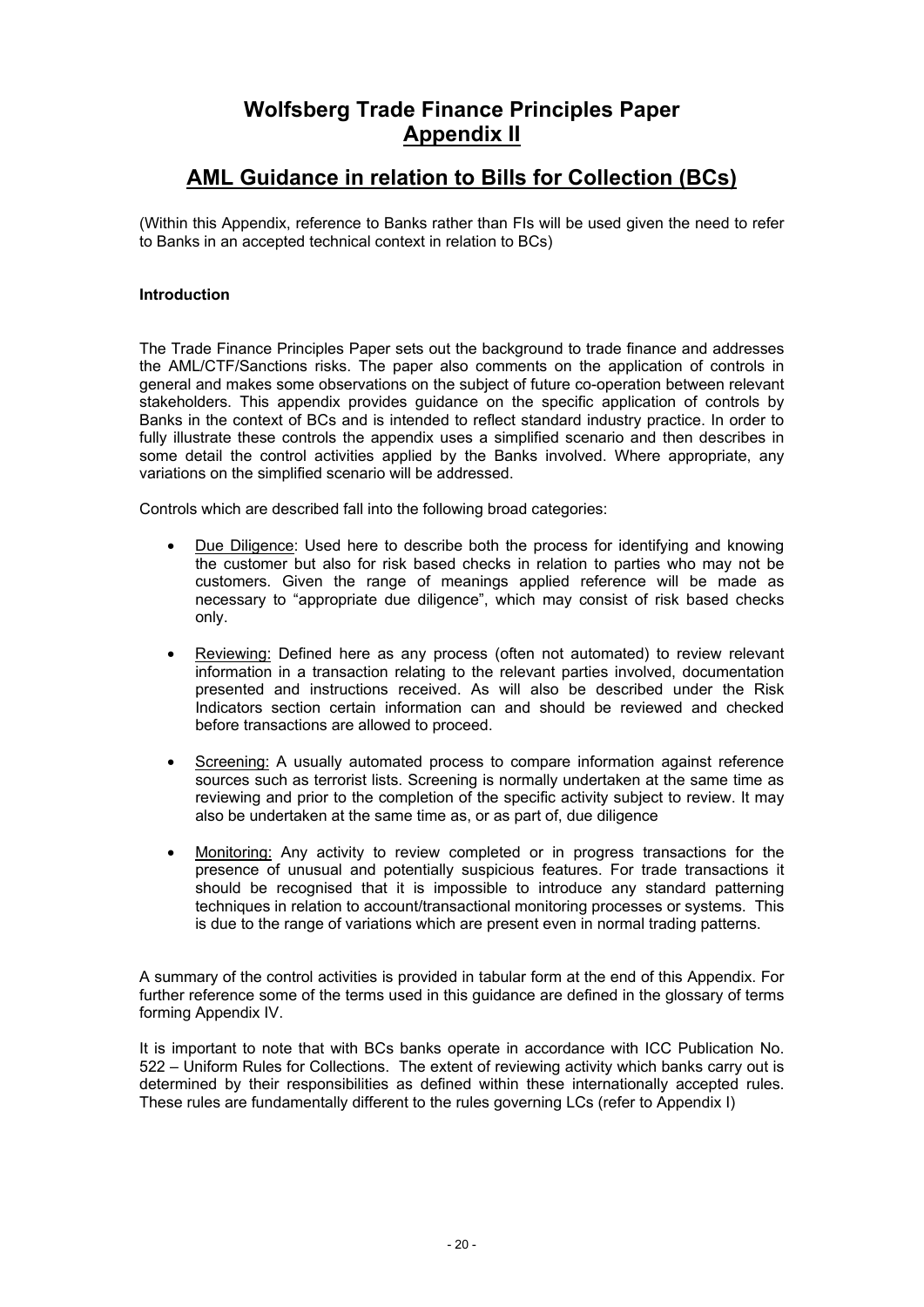# Wolfsberg Trade Finance Principles Paper
## Appendix II

## AML Guidance in relation to Bills for Collection (BCs)

(Within this Appendix, reference to Banks rather than FIs will be used given the need to refer to Banks in an accepted technical context in relation to BCs)

### Introduction

The Trade Finance Principles Paper sets out the background to trade finance and addresses the AML/CTF/Sanctions risks. The paper also comments on the application of controls in general and makes some observations on the subject of future co-operation between relevant stakeholders. This appendix provides guidance on the specific application of controls by Banks in the context of BCs and is intended to reflect standard industry practice. In order to fully illustrate these controls the appendix uses a simplified scenario and then describes in some detail the control activities applied by the Banks involved. Where appropriate, any variations on the simplified scenario will be addressed.

Controls which are described fall into the following broad categories:

- Due Diligence: Used here to describe both the process for identifying and knowing the customer but also for risk based checks in relation to parties who may not be customers. Given the range of meanings applied reference will be made as necessary to "appropriate due diligence", which may consist of risk based checks only.
- Reviewing: Defined here as any process (often not automated) to review relevant information in a transaction relating to the relevant parties involved, documentation presented and instructions received. As will also be described under the Risk Indicators section certain information can and should be reviewed and checked before transactions are allowed to proceed.
- Screening: A usually automated process to compare information against reference sources such as terrorist lists. Screening is normally undertaken at the same time as reviewing and prior to the completion of the specific activity subject to review. It may also be undertaken at the same time as, or as part of, due diligence
- Monitoring: Any activity to review completed or in progress transactions for the presence of unusual and potentially suspicious features. For trade transactions it should be recognised that it is impossible to introduce any standard patterning techniques in relation to account/transactional monitoring processes or systems. This is due to the range of variations which are present even in normal trading patterns.

A summary of the control activities is provided in tabular form at the end of this Appendix. For further reference some of the terms used in this guidance are defined in the glossary of terms forming Appendix IV.

It is important to note that with BCs banks operate in accordance with ICC Publication No. 522 – Uniform Rules for Collections. The extent of reviewing activity which banks carry out is determined by their responsibilities as defined within these internationally accepted rules. These rules are fundamentally different to the rules governing LCs (refer to Appendix I)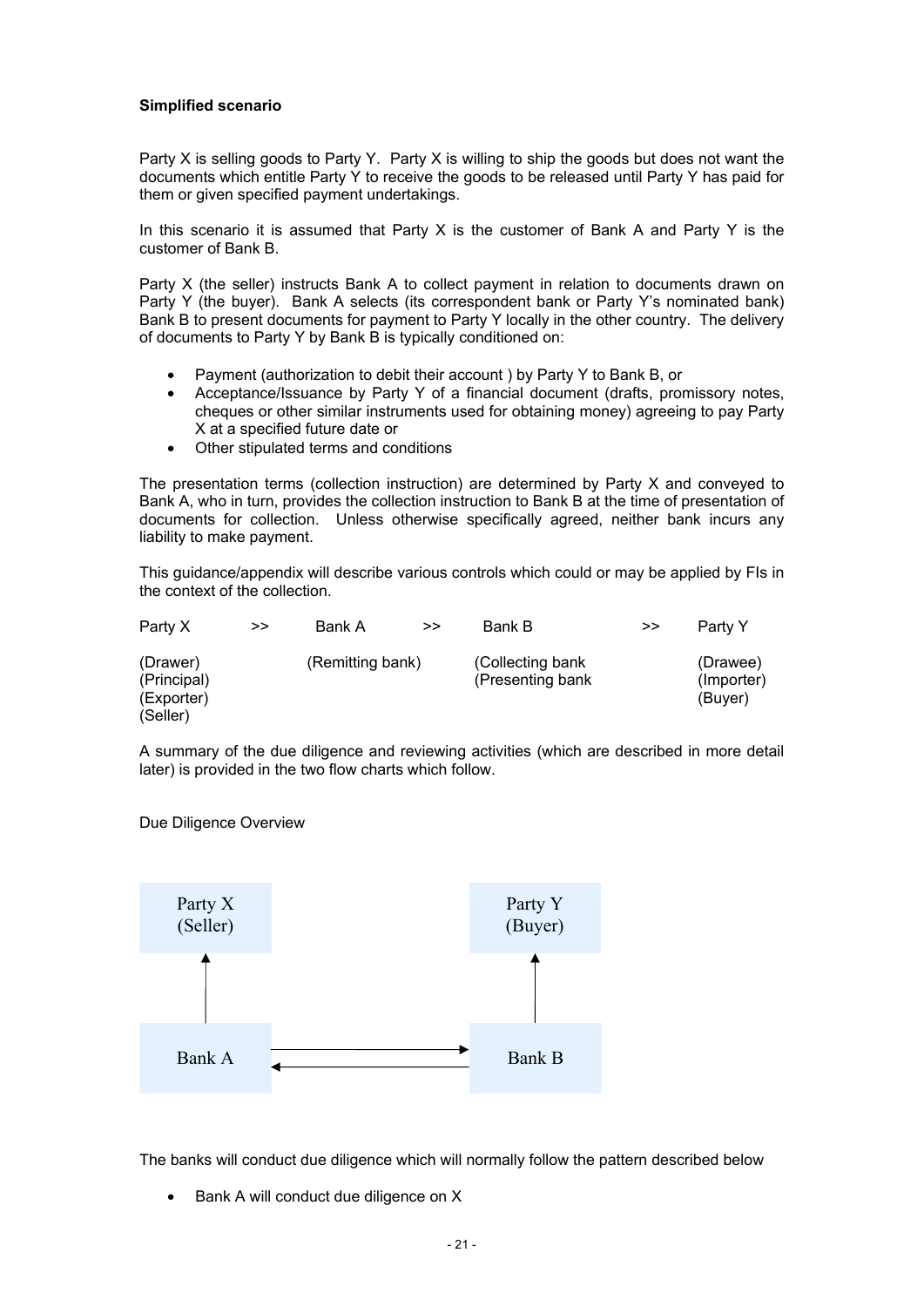**Simplified scenario**

Party X is selling goods to Party Y. Party X is willing to ship the goods but does not want the documents which entitle Party Y to receive the goods to be released until Party Y has paid for them or given specified payment undertakings.

In this scenario it is assumed that Party X is the customer of Bank A and Party Y is the customer of Bank B.

Party X (the seller) instructs Bank A to collect payment in relation to documents drawn on Party Y (the buyer). Bank A selects (its correspondent bank or Party Y's nominated bank) Bank B to present documents for payment to Party Y locally in the other country. The delivery of documents to Party Y by Bank B is typically conditioned on:

- Payment (authorization to debit their account ) by Party Y to Bank B, or
- Acceptance/Issuance by Party Y of a financial document (drafts, promissory notes, cheques or other similar instruments used for obtaining money) agreeing to pay Party X at a specified future date or
- Other stipulated terms and conditions

The presentation terms (collection instruction) are determined by Party X and conveyed to Bank A, who in turn, provides the collection instruction to Bank B at the time of presentation of documents for collection. Unless otherwise specifically agreed, neither bank incurs any liability to make payment.

This guidance/appendix will describe various controls which could or may be applied by FIs in the context of the collection.

| Party X | >> | Bank A | >> | Bank B | >> | Party Y |
|---|---|---|---|---|---|---|
| (Drawer)<br>(Principal)<br>(Exporter)<br>(Seller) | | (Remitting bank) | | (Collecting bank<br>(Presenting bank | | (Drawee)<br>(Importer)<br>(Buyer) |

A summary of the due diligence and reviewing activities (which are described in more detail later) is provided in the two flow charts which follow.

Due Diligence Overview

Party X (Seller) ↑ Bank A ⇄ Bank B ↑ Party Y (Buyer)

The banks will conduct due diligence which will normally follow the pattern described below

- Bank A will conduct due diligence on X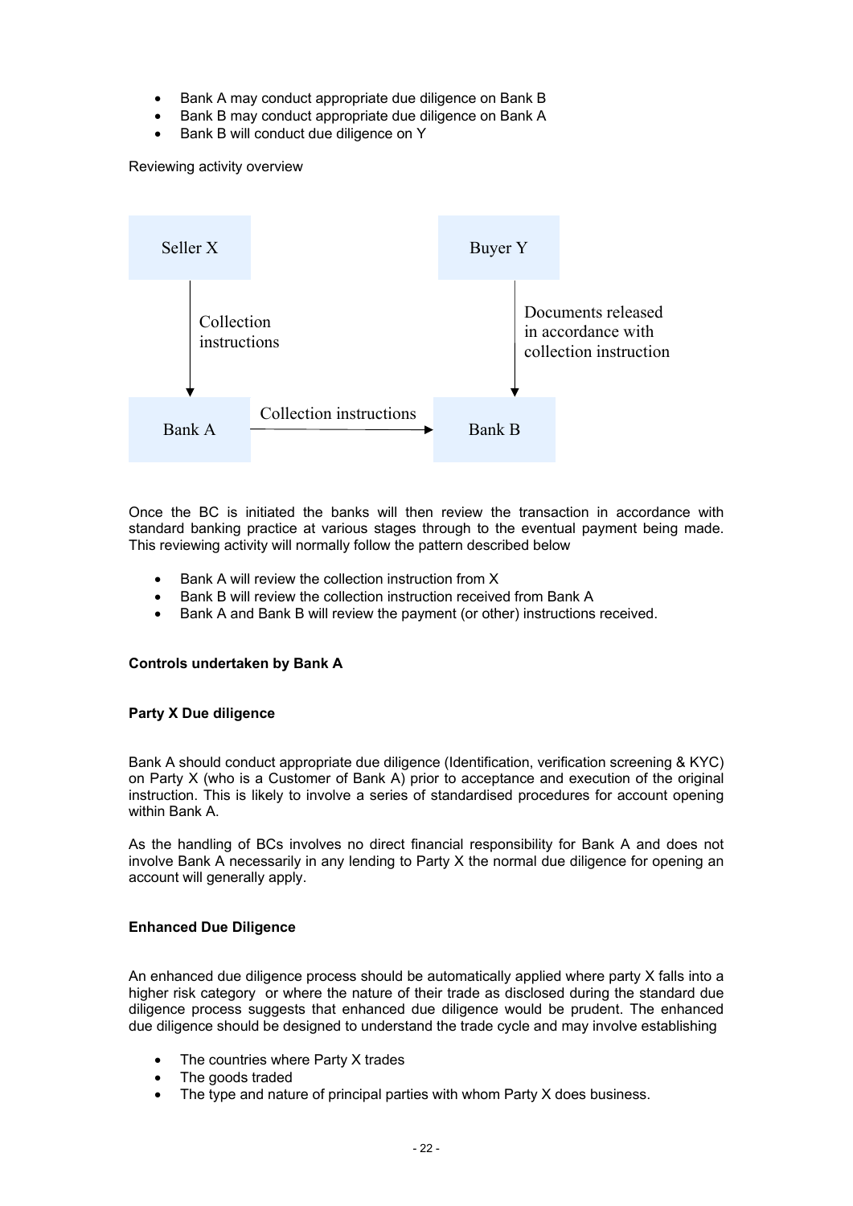- Bank A may conduct appropriate due diligence on Bank B
- Bank B may conduct appropriate due diligence on Bank A
- Bank B will conduct due diligence on Y

Reviewing activity overview

Seller X

Collection instructions

Buyer Y

Documents released in accordance with collection instruction

Bank A

Collection instructions

Bank B

Once the BC is initiated the banks will then review the transaction in accordance with standard banking practice at various stages through to the eventual payment being made. This reviewing activity will normally follow the pattern described below

- Bank A will review the collection instruction from X
- Bank B will review the collection instruction received from Bank A
- Bank A and Bank B will review the payment (or other) instructions received.

**Controls undertaken by Bank A**

**Party X Due diligence**

Bank A should conduct appropriate due diligence (Identification, verification screening & KYC) on Party X (who is a Customer of Bank A) prior to acceptance and execution of the original instruction. This is likely to involve a series of standardised procedures for account opening within Bank A.

As the handling of BCs involves no direct financial responsibility for Bank A and does not involve Bank A necessarily in any lending to Party X the normal due diligence for opening an account will generally apply.

**Enhanced Due Diligence**

An enhanced due diligence process should be automatically applied where party X falls into a higher risk category or where the nature of their trade as disclosed during the standard due diligence process suggests that enhanced due diligence would be prudent. The enhanced due diligence should be designed to understand the trade cycle and may involve establishing

- The countries where Party X trades
- The goods traded
- The type and nature of principal parties with whom Party X does business.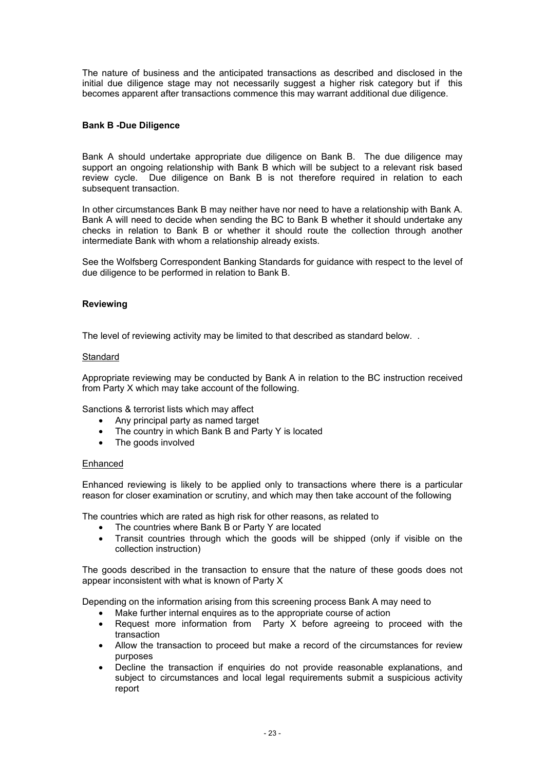The nature of business and the anticipated transactions as described and disclosed in the initial due diligence stage may not necessarily suggest a higher risk category but if this becomes apparent after transactions commence this may warrant additional due diligence.

**Bank B -Due Diligence**

Bank A should undertake appropriate due diligence on Bank B. The due diligence may support an ongoing relationship with Bank B which will be subject to a relevant risk based review cycle. Due diligence on Bank B is not therefore required in relation to each subsequent transaction.

In other circumstances Bank B may neither have nor need to have a relationship with Bank A. Bank A will need to decide when sending the BC to Bank B whether it should undertake any checks in relation to Bank B or whether it should route the collection through another intermediate Bank with whom a relationship already exists.

See the Wolfsberg Correspondent Banking Standards for guidance with respect to the level of due diligence to be performed in relation to Bank B.

**Reviewing**

The level of reviewing activity may be limited to that described as standard below. .

Standard

Appropriate reviewing may be conducted by Bank A in relation to the BC instruction received from Party X which may take account of the following.

Sanctions & terrorist lists which may affect

- Any principal party as named target
- The country in which Bank B and Party Y is located
- The goods involved

Enhanced

Enhanced reviewing is likely to be applied only to transactions where there is a particular reason for closer examination or scrutiny, and which may then take account of the following

The countries which are rated as high risk for other reasons, as related to

- The countries where Bank B or Party Y are located
- Transit countries through which the goods will be shipped (only if visible on the collection instruction)

The goods described in the transaction to ensure that the nature of these goods does not appear inconsistent with what is known of Party X

Depending on the information arising from this screening process Bank A may need to

- Make further internal enquires as to the appropriate course of action
- Request more information from Party X before agreeing to proceed with the transaction
- Allow the transaction to proceed but make a record of the circumstances for review purposes
- Decline the transaction if enquiries do not provide reasonable explanations, and subject to circumstances and local legal requirements submit a suspicious activity report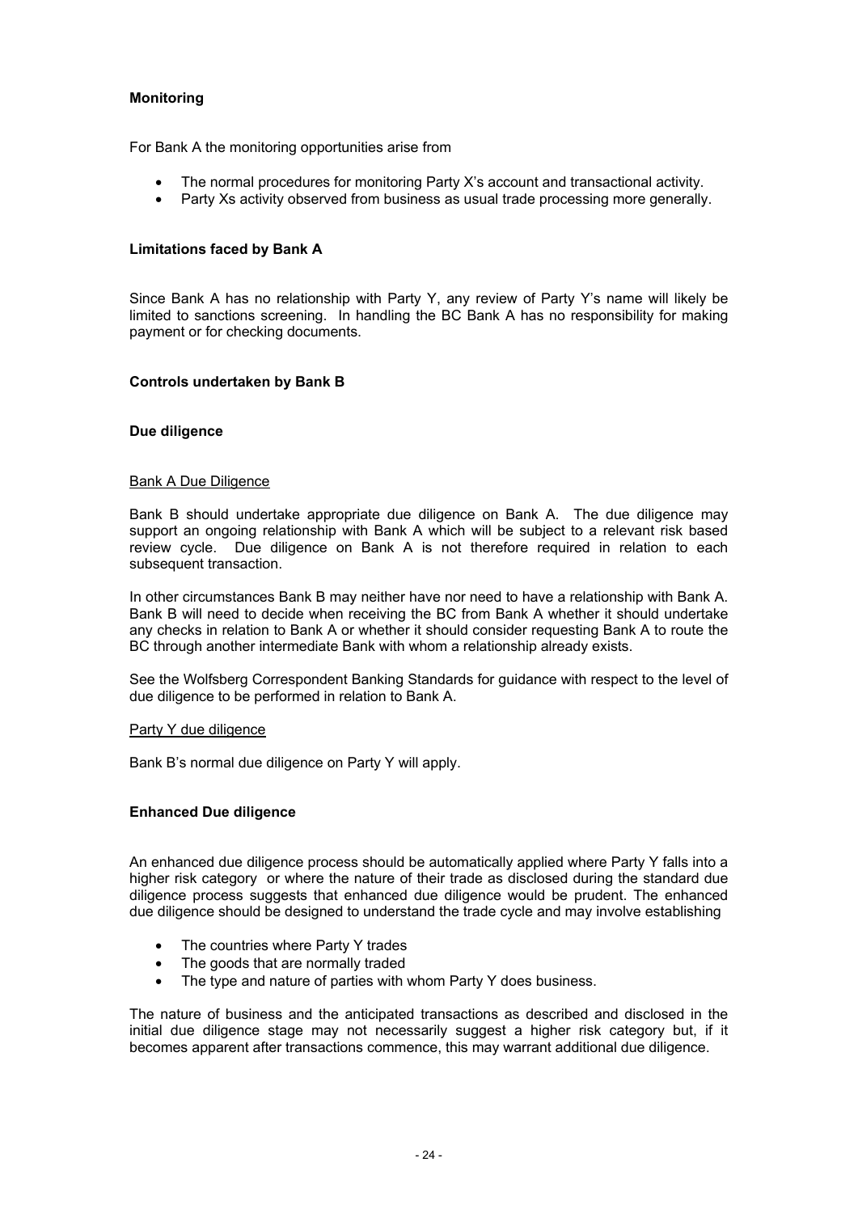**Monitoring**

For Bank A the monitoring opportunities arise from

- The normal procedures for monitoring Party X's account and transactional activity.
- Party Xs activity observed from business as usual trade processing more generally.

**Limitations faced by Bank A**

Since Bank A has no relationship with Party Y, any review of Party Y's name will likely be limited to sanctions screening. In handling the BC Bank A has no responsibility for making payment or for checking documents.

**Controls undertaken by Bank B**

**Due diligence**

Bank A Due Diligence

Bank B should undertake appropriate due diligence on Bank A. The due diligence may support an ongoing relationship with Bank A which will be subject to a relevant risk based review cycle. Due diligence on Bank A is not therefore required in relation to each subsequent transaction.

In other circumstances Bank B may neither have nor need to have a relationship with Bank A. Bank B will need to decide when receiving the BC from Bank A whether it should undertake any checks in relation to Bank A or whether it should consider requesting Bank A to route the BC through another intermediate Bank with whom a relationship already exists.

See the Wolfsberg Correspondent Banking Standards for guidance with respect to the level of due diligence to be performed in relation to Bank A.

Party Y due diligence

Bank B's normal due diligence on Party Y will apply.

**Enhanced Due diligence**

An enhanced due diligence process should be automatically applied where Party Y falls into a higher risk category or where the nature of their trade as disclosed during the standard due diligence process suggests that enhanced due diligence would be prudent. The enhanced due diligence should be designed to understand the trade cycle and may involve establishing

- The countries where Party Y trades
- The goods that are normally traded
- The type and nature of parties with whom Party Y does business.

The nature of business and the anticipated transactions as described and disclosed in the initial due diligence stage may not necessarily suggest a higher risk category but, if it becomes apparent after transactions commence, this may warrant additional due diligence.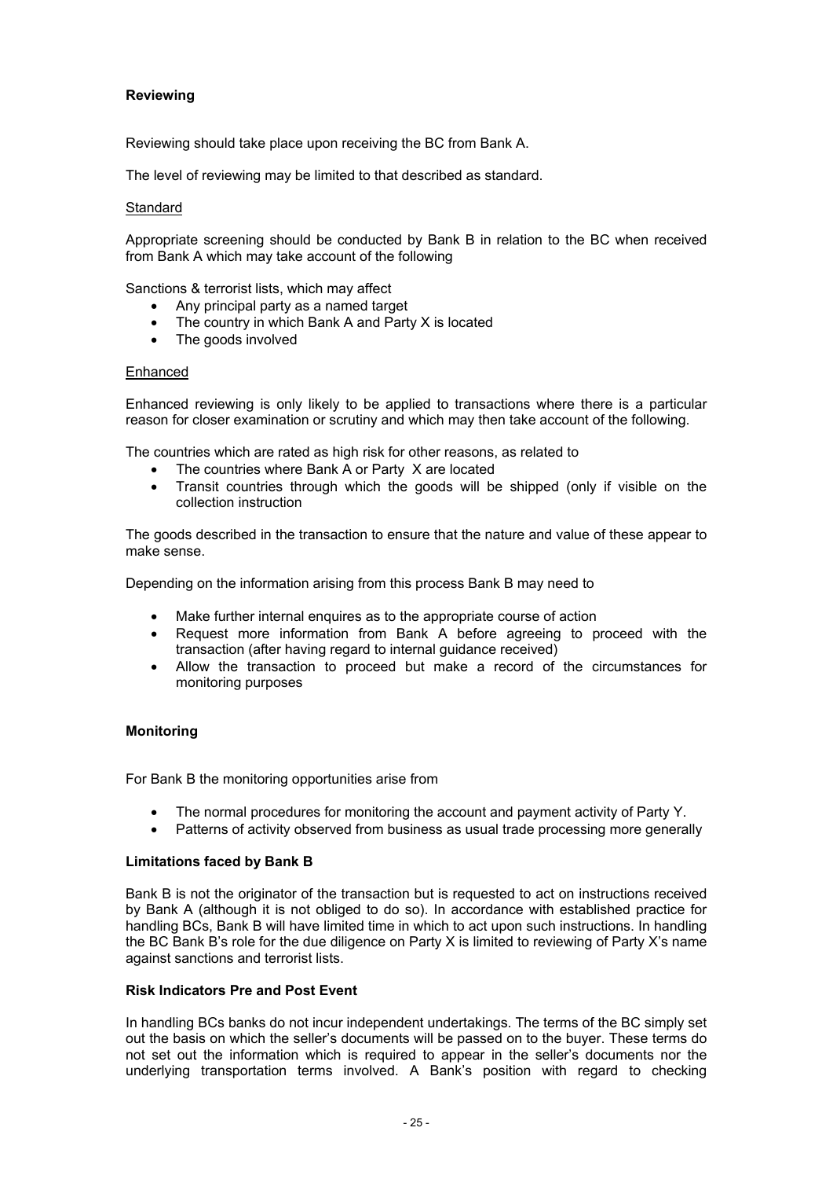**Reviewing**

Reviewing should take place upon receiving the BC from Bank A.

The level of reviewing may be limited to that described as standard.

Standard

Appropriate screening should be conducted by Bank B in relation to the BC when received from Bank A which may take account of the following

Sanctions & terrorist lists, which may affect

- Any principal party as a named target
- The country in which Bank A and Party X is located
- The goods involved

Enhanced

Enhanced reviewing is only likely to be applied to transactions where there is a particular reason for closer examination or scrutiny and which may then take account of the following.

The countries which are rated as high risk for other reasons, as related to

- The countries where Bank A or Party X are located
- Transit countries through which the goods will be shipped (only if visible on the collection instruction

The goods described in the transaction to ensure that the nature and value of these appear to make sense.

Depending on the information arising from this process Bank B may need to

- Make further internal enquires as to the appropriate course of action
- Request more information from Bank A before agreeing to proceed with the transaction (after having regard to internal guidance received)
- Allow the transaction to proceed but make a record of the circumstances for monitoring purposes

**Monitoring**

For Bank B the monitoring opportunities arise from

- The normal procedures for monitoring the account and payment activity of Party Y.
- Patterns of activity observed from business as usual trade processing more generally

**Limitations faced by Bank B**

Bank B is not the originator of the transaction but is requested to act on instructions received by Bank A (although it is not obliged to do so). In accordance with established practice for handling BCs, Bank B will have limited time in which to act upon such instructions. In handling the BC Bank B's role for the due diligence on Party X is limited to reviewing of Party X's name against sanctions and terrorist lists.

**Risk Indicators Pre and Post Event**

In handling BCs banks do not incur independent undertakings. The terms of the BC simply set out the basis on which the seller's documents will be passed on to the buyer. These terms do not set out the information which is required to appear in the seller's documents nor the underlying transportation terms involved. A Bank's position with regard to checking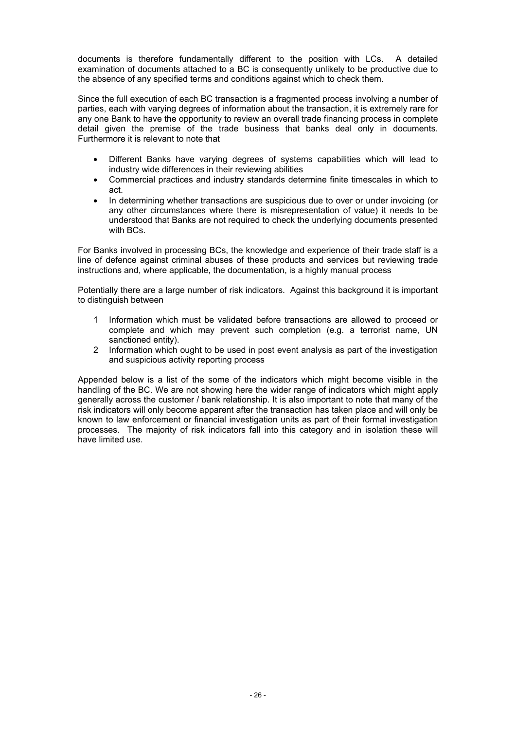documents is therefore fundamentally different to the position with LCs. A detailed examination of documents attached to a BC is consequently unlikely to be productive due to the absence of any specified terms and conditions against which to check them.

Since the full execution of each BC transaction is a fragmented process involving a number of parties, each with varying degrees of information about the transaction, it is extremely rare for any one Bank to have the opportunity to review an overall trade financing process in complete detail given the premise of the trade business that banks deal only in documents. Furthermore it is relevant to note that

- Different Banks have varying degrees of systems capabilities which will lead to industry wide differences in their reviewing abilities
- Commercial practices and industry standards determine finite timescales in which to act.
- In determining whether transactions are suspicious due to over or under invoicing (or any other circumstances where there is misrepresentation of value) it needs to be understood that Banks are not required to check the underlying documents presented with BCs.

For Banks involved in processing BCs, the knowledge and experience of their trade staff is a line of defence against criminal abuses of these products and services but reviewing trade instructions and, where applicable, the documentation, is a highly manual process

Potentially there are a large number of risk indicators. Against this background it is important to distinguish between

1. Information which must be validated before transactions are allowed to proceed or complete and which may prevent such completion (e.g. a terrorist name, UN sanctioned entity).
2. Information which ought to be used in post event analysis as part of the investigation and suspicious activity reporting process

Appended below is a list of the some of the indicators which might become visible in the handling of the BC. We are not showing here the wider range of indicators which might apply generally across the customer / bank relationship. It is also important to note that many of the risk indicators will only become apparent after the transaction has taken place and will only be known to law enforcement or financial investigation units as part of their formal investigation processes. The majority of risk indicators fall into this category and in isolation these will have limited use.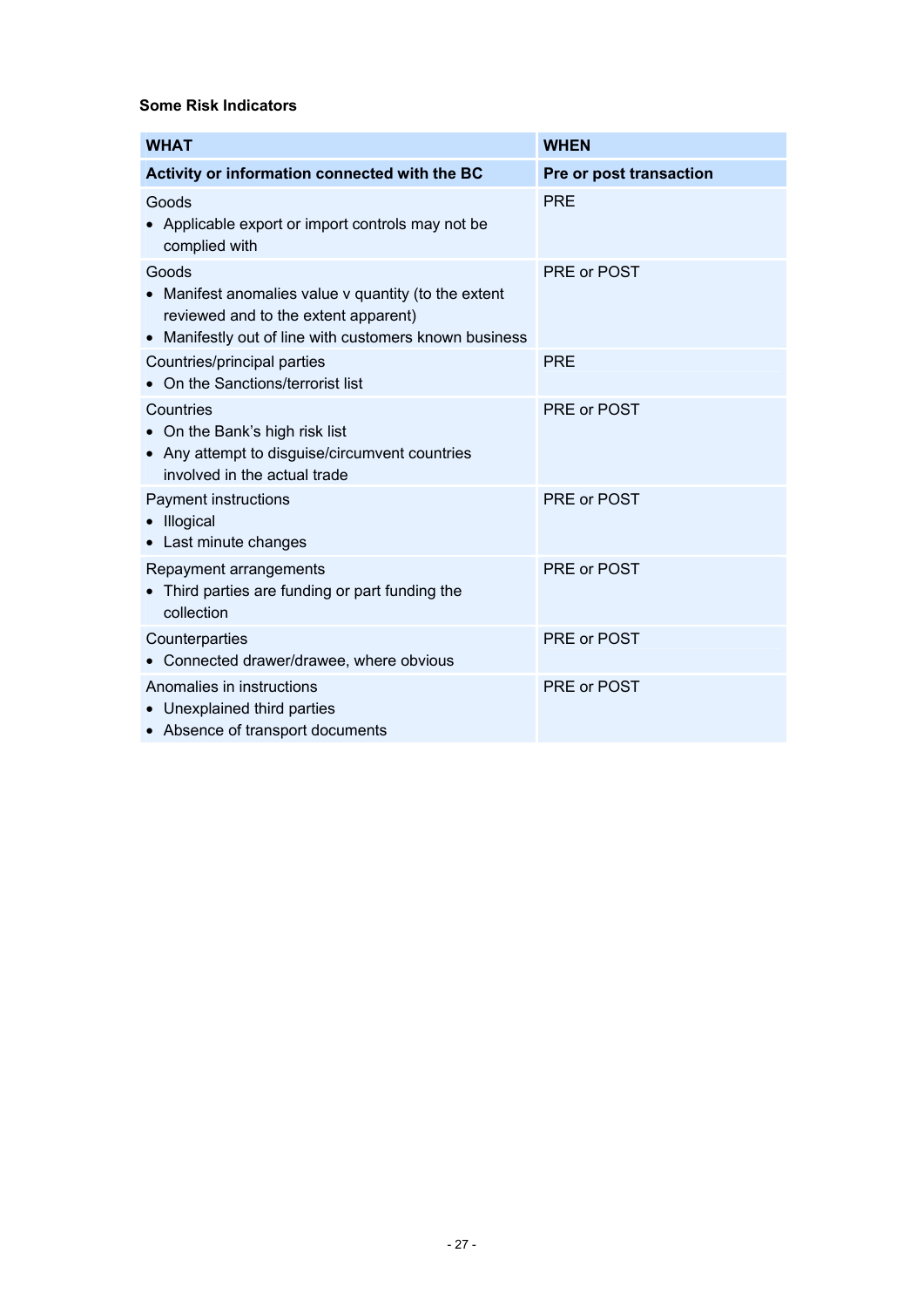**Some Risk Indicators**

| WHAT | WHEN |
|---|---|
| **Activity or information connected with the BC** | **Pre or post transaction** |
| Goods<br>• Applicable export or import controls may not be complied with | PRE |
| Goods<br>• Manifest anomalies value v quantity (to the extent reviewed and to the extent apparent)<br>• Manifestly out of line with customers known business | PRE or POST |
| Countries/principal parties<br>• On the Sanctions/terrorist list | PRE |
| Countries<br>• On the Bank's high risk list<br>• Any attempt to disguise/circumvent countries involved in the actual trade | PRE or POST |
| Payment instructions<br>• Illogical<br>• Last minute changes | PRE or POST |
| Repayment arrangements<br>• Third parties are funding or part funding the collection | PRE or POST |
| Counterparties<br>• Connected drawer/drawee, where obvious | PRE or POST |
| Anomalies in instructions<br>• Unexplained third parties<br>• Absence of transport documents | PRE or POST |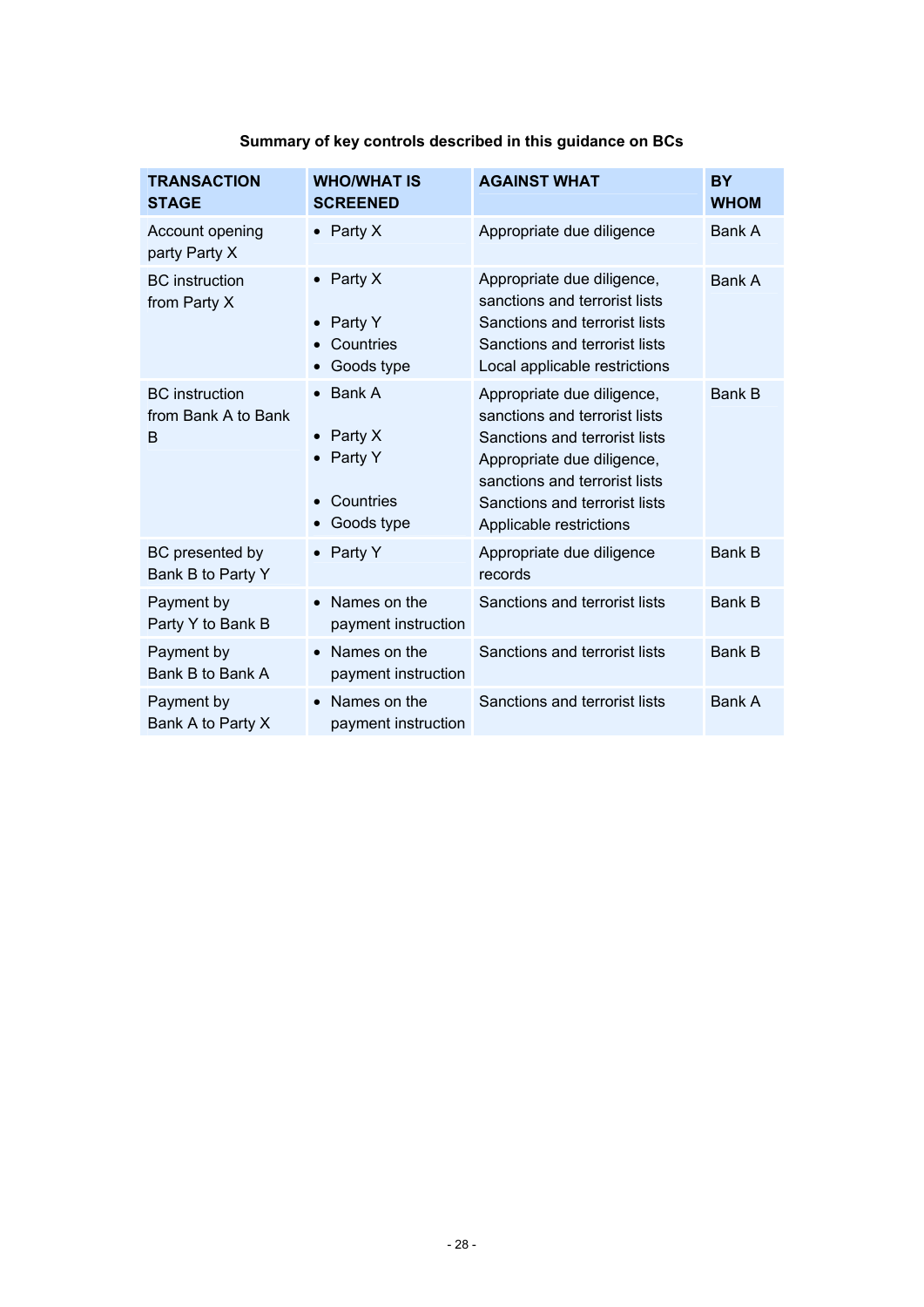**Summary of key controls described in this guidance on BCs**

| TRANSACTION STAGE | WHO/WHAT IS SCREENED | AGAINST WHAT | BY WHOM |
|---|---|---|---|
| Account opening party Party X | • Party X | Appropriate due diligence | Bank A |
| BC instruction from Party X | • Party X<br><br>• Party Y<br>• Countries<br>• Goods type | Appropriate due diligence, sanctions and terrorist lists<br>Sanctions and terrorist lists<br>Sanctions and terrorist lists<br>Local applicable restrictions | Bank A |
| BC instruction from Bank A to Bank B | • Bank A<br><br>• Party X<br>• Party Y<br><br>• Countries<br>• Goods type | Appropriate due diligence, sanctions and terrorist lists<br>Sanctions and terrorist lists<br>Appropriate due diligence, sanctions and terrorist lists<br>Sanctions and terrorist lists<br>Applicable restrictions | Bank B |
| BC presented by Bank B to Party Y | • Party Y | Appropriate due diligence records | Bank B |
| Payment by Party Y to Bank B | • Names on the payment instruction | Sanctions and terrorist lists | Bank B |
| Payment by Bank B to Bank A | • Names on the payment instruction | Sanctions and terrorist lists | Bank B |
| Payment by Bank A to Party X | • Names on the payment instruction | Sanctions and terrorist lists | Bank A |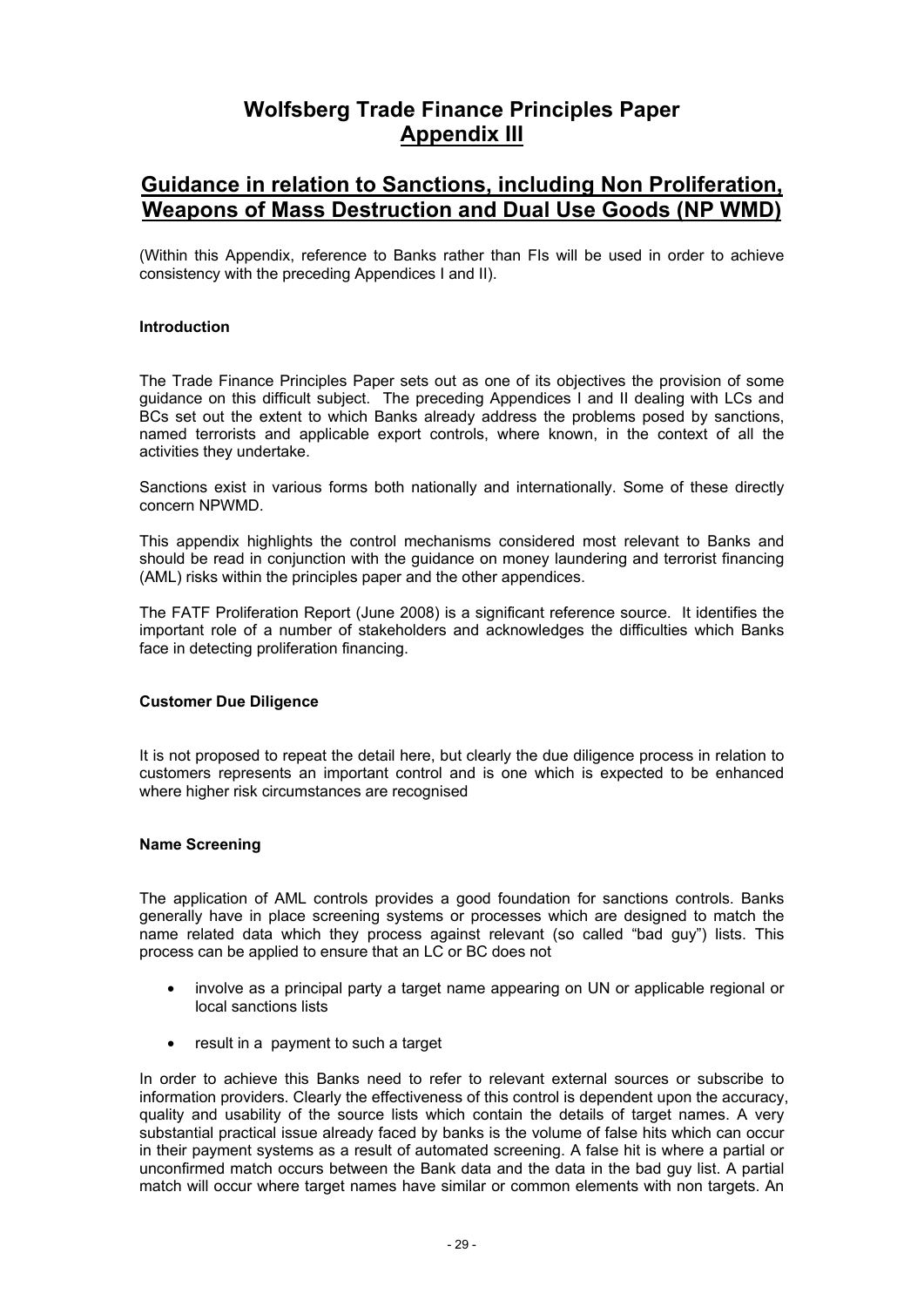# Wolfsberg Trade Finance Principles Paper
## Appendix III

## Guidance in relation to Sanctions, including Non Proliferation, Weapons of Mass Destruction and Dual Use Goods (NP WMD)

(Within this Appendix, reference to Banks rather than FIs will be used in order to achieve consistency with the preceding Appendices I and II).

**Introduction**

The Trade Finance Principles Paper sets out as one of its objectives the provision of some guidance on this difficult subject. The preceding Appendices I and II dealing with LCs and BCs set out the extent to which Banks already address the problems posed by sanctions, named terrorists and applicable export controls, where known, in the context of all the activities they undertake.

Sanctions exist in various forms both nationally and internationally. Some of these directly concern NPWMD.

This appendix highlights the control mechanisms considered most relevant to Banks and should be read in conjunction with the guidance on money laundering and terrorist financing (AML) risks within the principles paper and the other appendices.

The FATF Proliferation Report (June 2008) is a significant reference source. It identifies the important role of a number of stakeholders and acknowledges the difficulties which Banks face in detecting proliferation financing.

**Customer Due Diligence**

It is not proposed to repeat the detail here, but clearly the due diligence process in relation to customers represents an important control and is one which is expected to be enhanced where higher risk circumstances are recognised

**Name Screening**

The application of AML controls provides a good foundation for sanctions controls. Banks generally have in place screening systems or processes which are designed to match the name related data which they process against relevant (so called "bad guy") lists. This process can be applied to ensure that an LC or BC does not

- involve as a principal party a target name appearing on UN or applicable regional or local sanctions lists
- result in a payment to such a target

In order to achieve this Banks need to refer to relevant external sources or subscribe to information providers. Clearly the effectiveness of this control is dependent upon the accuracy, quality and usability of the source lists which contain the details of target names. A very substantial practical issue already faced by banks is the volume of false hits which can occur in their payment systems as a result of automated screening. A false hit is where a partial or unconfirmed match occurs between the Bank data and the data in the bad guy list. A partial match will occur where target names have similar or common elements with non targets. An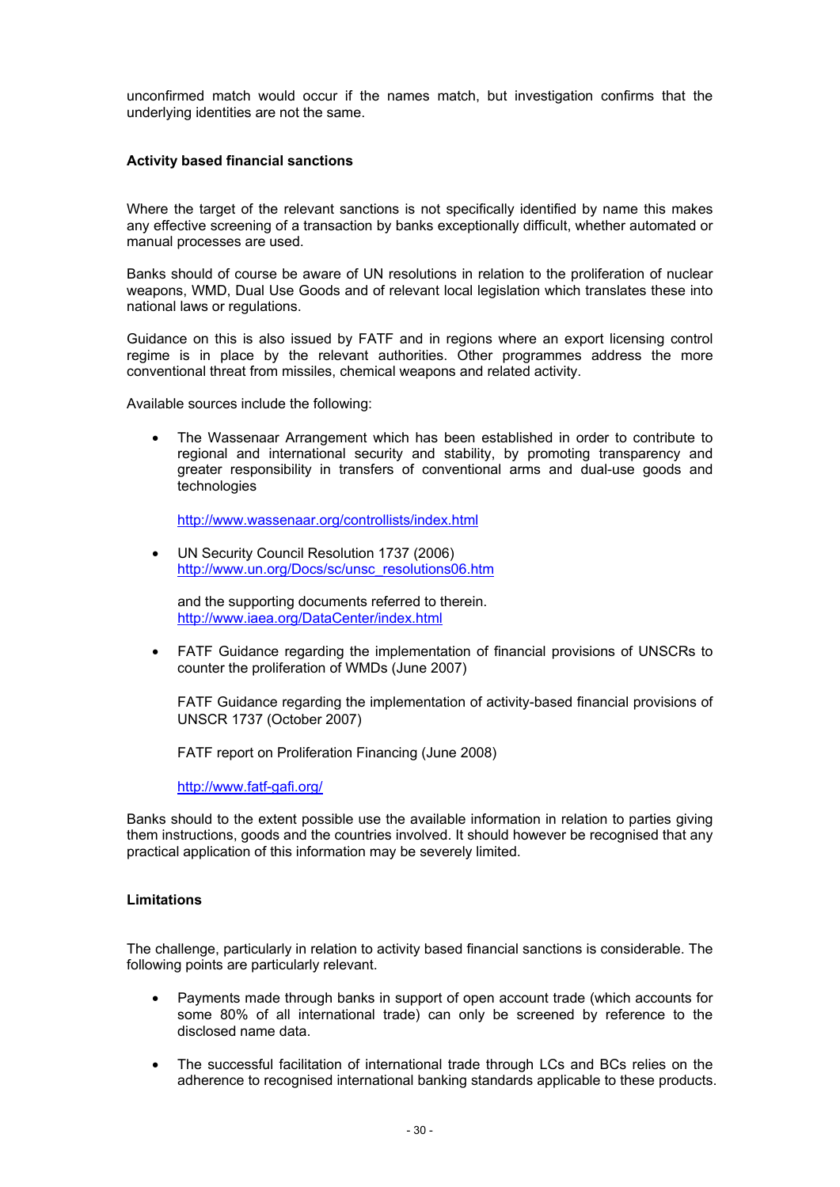unconfirmed match would occur if the names match, but investigation confirms that the underlying identities are not the same.

**Activity based financial sanctions**

Where the target of the relevant sanctions is not specifically identified by name this makes any effective screening of a transaction by banks exceptionally difficult, whether automated or manual processes are used.

Banks should of course be aware of UN resolutions in relation to the proliferation of nuclear weapons, WMD, Dual Use Goods and of relevant local legislation which translates these into national laws or regulations.

Guidance on this is also issued by FATF and in regions where an export licensing control regime is in place by the relevant authorities. Other programmes address the more conventional threat from missiles, chemical weapons and related activity.

Available sources include the following:

- The Wassenaar Arrangement which has been established in order to contribute to regional and international security and stability, by promoting transparency and greater responsibility in transfers of conventional arms and dual-use goods and technologies

  http://www.wassenaar.org/controllists/index.html

- UN Security Council Resolution 1737 (2006)
  http://www.un.org/Docs/sc/unsc_resolutions06.htm

  and the supporting documents referred to therein.
  http://www.iaea.org/DataCenter/index.html

- FATF Guidance regarding the implementation of financial provisions of UNSCRs to counter the proliferation of WMDs (June 2007)

  FATF Guidance regarding the implementation of activity-based financial provisions of UNSCR 1737 (October 2007)

  FATF report on Proliferation Financing (June 2008)

  http://www.fatf-gafi.org/

Banks should to the extent possible use the available information in relation to parties giving them instructions, goods and the countries involved. It should however be recognised that any practical application of this information may be severely limited.

**Limitations**

The challenge, particularly in relation to activity based financial sanctions is considerable. The following points are particularly relevant.

- Payments made through banks in support of open account trade (which accounts for some 80% of all international trade) can only be screened by reference to the disclosed name data.

- The successful facilitation of international trade through LCs and BCs relies on the adherence to recognised international banking standards applicable to these products.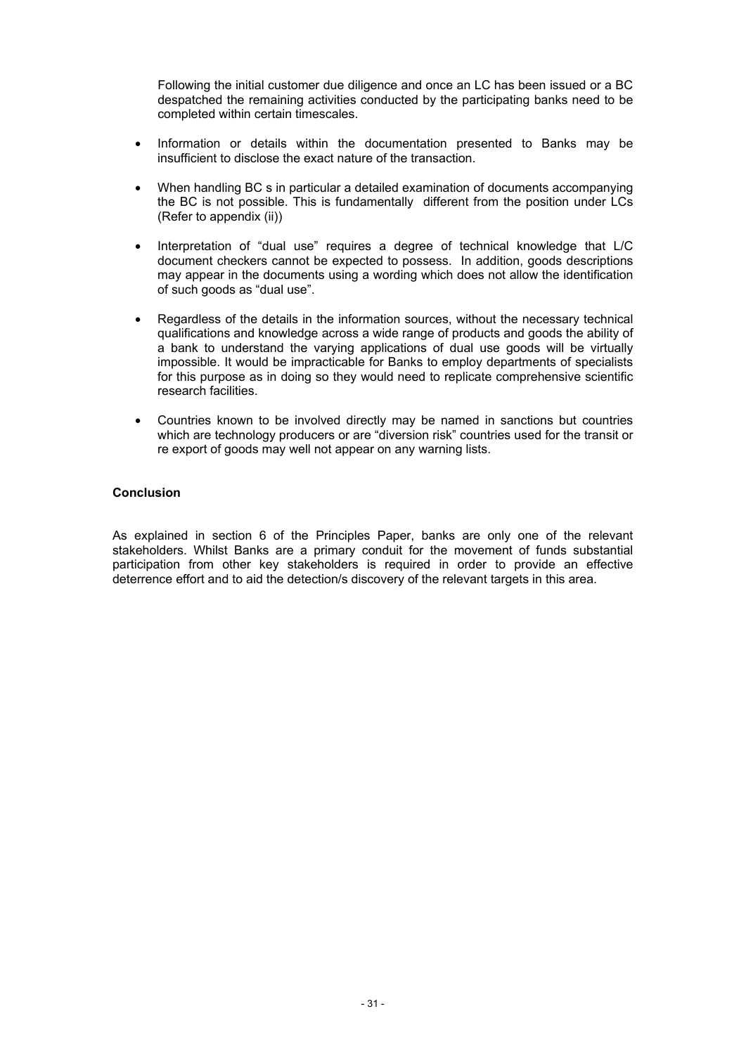Following the initial customer due diligence and once an LC has been issued or a BC despatched the remaining activities conducted by the participating banks need to be completed within certain timescales.

- Information or details within the documentation presented to Banks may be insufficient to disclose the exact nature of the transaction.
- When handling BC s in particular a detailed examination of documents accompanying the BC is not possible. This is fundamentally different from the position under LCs (Refer to appendix (ii))
- Interpretation of "dual use" requires a degree of technical knowledge that L/C document checkers cannot be expected to possess. In addition, goods descriptions may appear in the documents using a wording which does not allow the identification of such goods as "dual use".
- Regardless of the details in the information sources, without the necessary technical qualifications and knowledge across a wide range of products and goods the ability of a bank to understand the varying applications of dual use goods will be virtually impossible. It would be impracticable for Banks to employ departments of specialists for this purpose as in doing so they would need to replicate comprehensive scientific research facilities.
- Countries known to be involved directly may be named in sanctions but countries which are technology producers or are "diversion risk" countries used for the transit or re export of goods may well not appear on any warning lists.

**Conclusion**

As explained in section 6 of the Principles Paper, banks are only one of the relevant stakeholders. Whilst Banks are a primary conduit for the movement of funds substantial participation from other key stakeholders is required in order to provide an effective deterrence effort and to aid the detection/s discovery of the relevant targets in this area.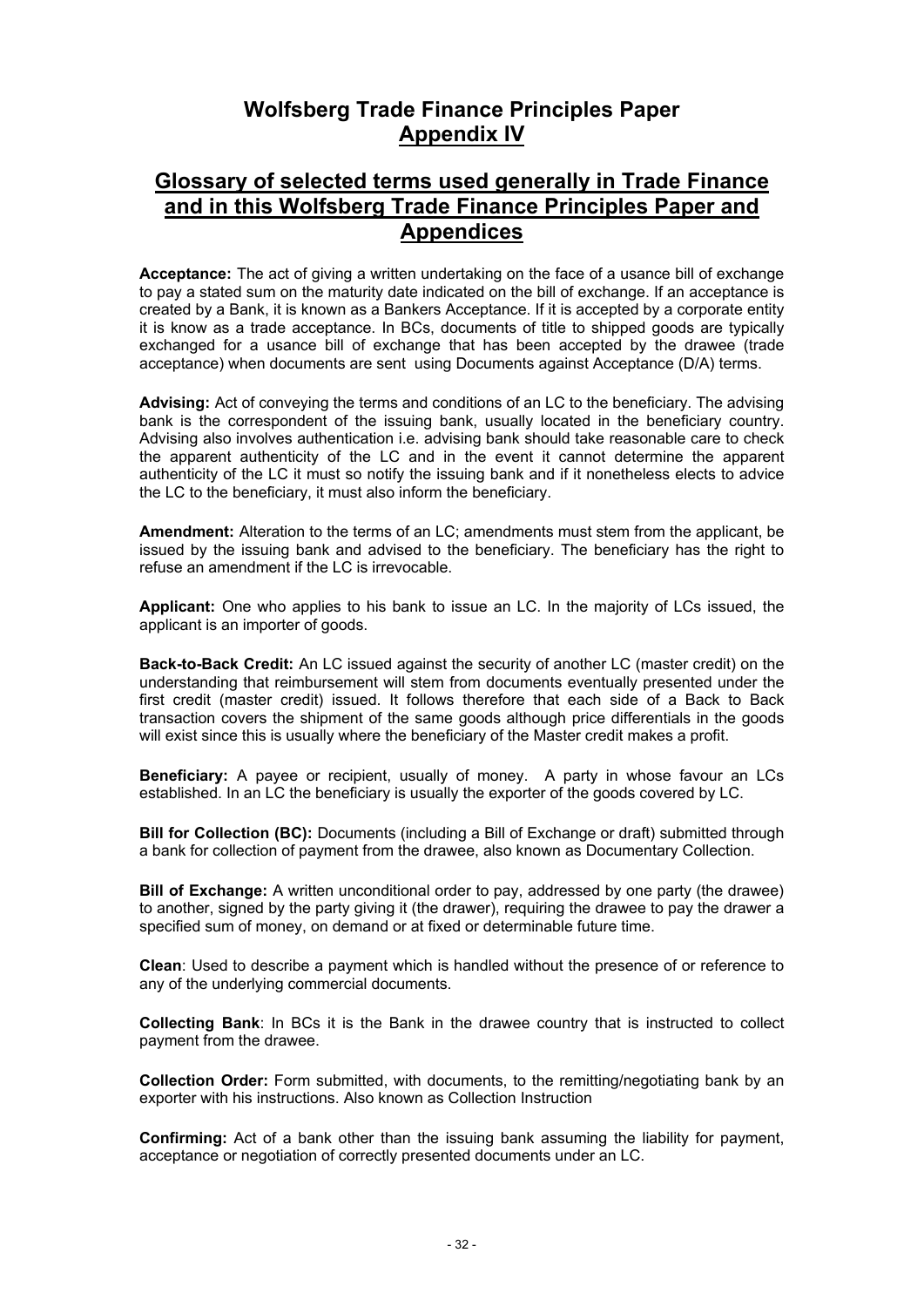# Wolfsberg Trade Finance Principles Paper
## Appendix IV

## Glossary of selected terms used generally in Trade Finance and in this Wolfsberg Trade Finance Principles Paper and Appendices

**Acceptance:** The act of giving a written undertaking on the face of a usance bill of exchange to pay a stated sum on the maturity date indicated on the bill of exchange. If an acceptance is created by a Bank, it is known as a Bankers Acceptance. If it is accepted by a corporate entity it is know as a trade acceptance. In BCs, documents of title to shipped goods are typically exchanged for a usance bill of exchange that has been accepted by the drawee (trade acceptance) when documents are sent using Documents against Acceptance (D/A) terms.

**Advising:** Act of conveying the terms and conditions of an LC to the beneficiary. The advising bank is the correspondent of the issuing bank, usually located in the beneficiary country. Advising also involves authentication i.e. advising bank should take reasonable care to check the apparent authenticity of the LC and in the event it cannot determine the apparent authenticity of the LC it must so notify the issuing bank and if it nonetheless elects to advice the LC to the beneficiary, it must also inform the beneficiary.

**Amendment:** Alteration to the terms of an LC; amendments must stem from the applicant, be issued by the issuing bank and advised to the beneficiary. The beneficiary has the right to refuse an amendment if the LC is irrevocable.

**Applicant:** One who applies to his bank to issue an LC. In the majority of LCs issued, the applicant is an importer of goods.

**Back-to-Back Credit:** An LC issued against the security of another LC (master credit) on the understanding that reimbursement will stem from documents eventually presented under the first credit (master credit) issued. It follows therefore that each side of a Back to Back transaction covers the shipment of the same goods although price differentials in the goods will exist since this is usually where the beneficiary of the Master credit makes a profit.

**Beneficiary:** A payee or recipient, usually of money. A party in whose favour an LCs established. In an LC the beneficiary is usually the exporter of the goods covered by LC.

**Bill for Collection (BC):** Documents (including a Bill of Exchange or draft) submitted through a bank for collection of payment from the drawee, also known as Documentary Collection.

**Bill of Exchange:** A written unconditional order to pay, addressed by one party (the drawee) to another, signed by the party giving it (the drawer), requiring the drawee to pay the drawer a specified sum of money, on demand or at fixed or determinable future time.

**Clean**: Used to describe a payment which is handled without the presence of or reference to any of the underlying commercial documents.

**Collecting Bank**: In BCs it is the Bank in the drawee country that is instructed to collect payment from the drawee.

**Collection Order:** Form submitted, with documents, to the remitting/negotiating bank by an exporter with his instructions. Also known as Collection Instruction

**Confirming:** Act of a bank other than the issuing bank assuming the liability for payment, acceptance or negotiation of correctly presented documents under an LC.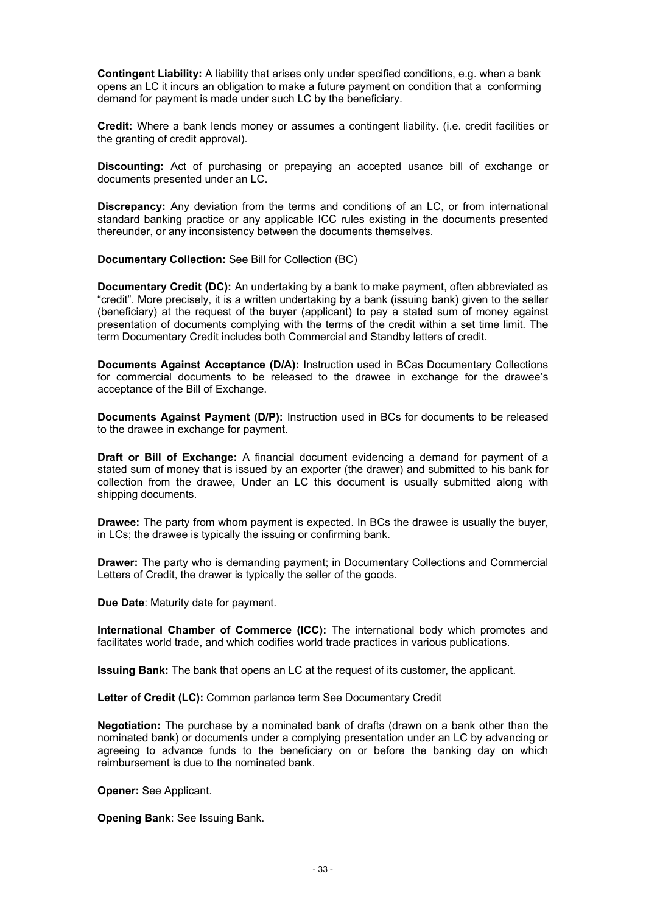**Contingent Liability:** A liability that arises only under specified conditions, e.g. when a bank opens an LC it incurs an obligation to make a future payment on condition that a conforming demand for payment is made under such LC by the beneficiary.

**Credit:** Where a bank lends money or assumes a contingent liability. (i.e. credit facilities or the granting of credit approval).

**Discounting:** Act of purchasing or prepaying an accepted usance bill of exchange or documents presented under an LC.

**Discrepancy:** Any deviation from the terms and conditions of an LC, or from international standard banking practice or any applicable ICC rules existing in the documents presented thereunder, or any inconsistency between the documents themselves.

**Documentary Collection:** See Bill for Collection (BC)

**Documentary Credit (DC):** An undertaking by a bank to make payment, often abbreviated as "credit". More precisely, it is a written undertaking by a bank (issuing bank) given to the seller (beneficiary) at the request of the buyer (applicant) to pay a stated sum of money against presentation of documents complying with the terms of the credit within a set time limit. The term Documentary Credit includes both Commercial and Standby letters of credit.

**Documents Against Acceptance (D/A):** Instruction used in BCas Documentary Collections for commercial documents to be released to the drawee in exchange for the drawee's acceptance of the Bill of Exchange.

**Documents Against Payment (D/P):** Instruction used in BCs for documents to be released to the drawee in exchange for payment.

**Draft or Bill of Exchange:** A financial document evidencing a demand for payment of a stated sum of money that is issued by an exporter (the drawer) and submitted to his bank for collection from the drawee, Under an LC this document is usually submitted along with shipping documents.

**Drawee:** The party from whom payment is expected. In BCs the drawee is usually the buyer, in LCs; the drawee is typically the issuing or confirming bank.

**Drawer:** The party who is demanding payment; in Documentary Collections and Commercial Letters of Credit, the drawer is typically the seller of the goods.

**Due Date**: Maturity date for payment.

**International Chamber of Commerce (ICC):** The international body which promotes and facilitates world trade, and which codifies world trade practices in various publications.

**Issuing Bank:** The bank that opens an LC at the request of its customer, the applicant.

**Letter of Credit (LC):** Common parlance term See Documentary Credit

**Negotiation:** The purchase by a nominated bank of drafts (drawn on a bank other than the nominated bank) or documents under a complying presentation under an LC by advancing or agreeing to advance funds to the beneficiary on or before the banking day on which reimbursement is due to the nominated bank.

**Opener:** See Applicant.

**Opening Bank**: See Issuing Bank.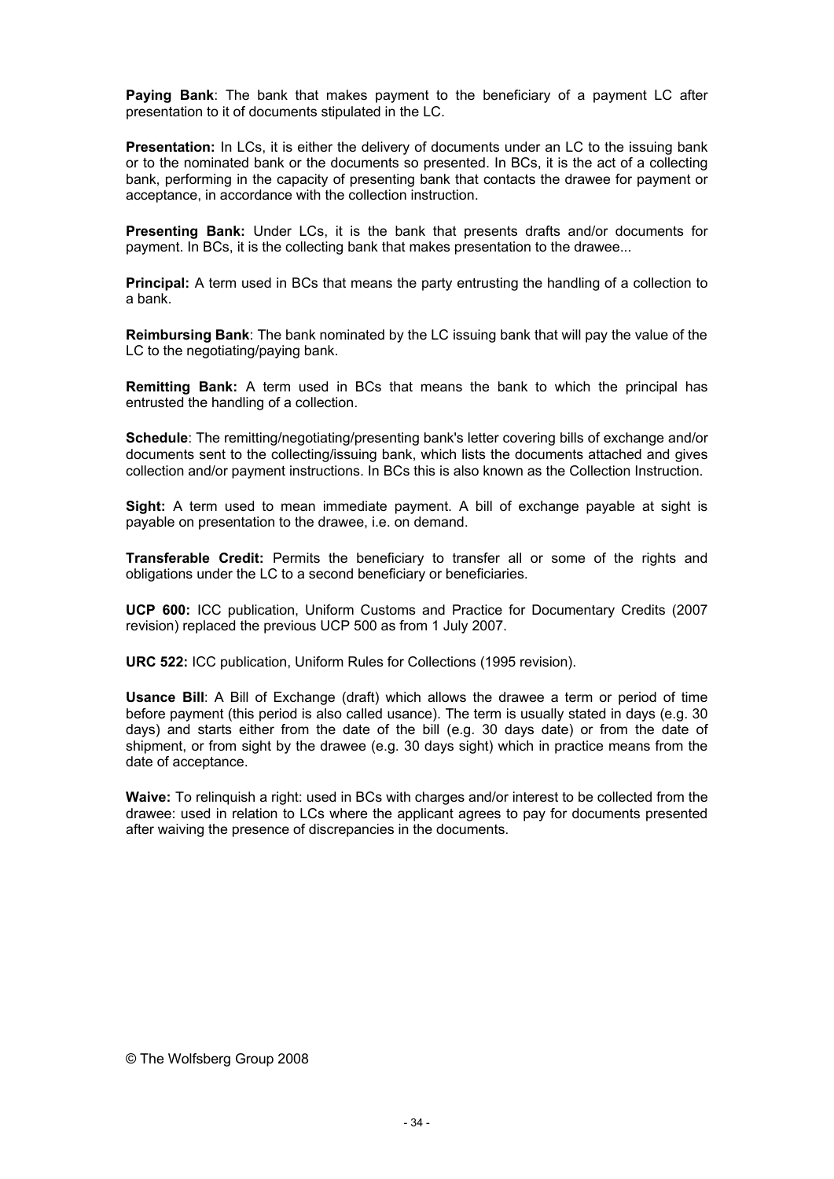**Paying Bank**: The bank that makes payment to the beneficiary of a payment LC after presentation to it of documents stipulated in the LC.

**Presentation:** In LCs, it is either the delivery of documents under an LC to the issuing bank or to the nominated bank or the documents so presented. In BCs, it is the act of a collecting bank, performing in the capacity of presenting bank that contacts the drawee for payment or acceptance, in accordance with the collection instruction.

**Presenting Bank:** Under LCs, it is the bank that presents drafts and/or documents for payment. In BCs, it is the collecting bank that makes presentation to the drawee...

**Principal:** A term used in BCs that means the party entrusting the handling of a collection to a bank.

**Reimbursing Bank**: The bank nominated by the LC issuing bank that will pay the value of the LC to the negotiating/paying bank.

**Remitting Bank:** A term used in BCs that means the bank to which the principal has entrusted the handling of a collection.

**Schedule**: The remitting/negotiating/presenting bank's letter covering bills of exchange and/or documents sent to the collecting/issuing bank, which lists the documents attached and gives collection and/or payment instructions. In BCs this is also known as the Collection Instruction.

**Sight:** A term used to mean immediate payment. A bill of exchange payable at sight is payable on presentation to the drawee, i.e. on demand.

**Transferable Credit:** Permits the beneficiary to transfer all or some of the rights and obligations under the LC to a second beneficiary or beneficiaries.

**UCP 600:** ICC publication, Uniform Customs and Practice for Documentary Credits (2007 revision) replaced the previous UCP 500 as from 1 July 2007.

**URC 522:** ICC publication, Uniform Rules for Collections (1995 revision).

**Usance Bill**: A Bill of Exchange (draft) which allows the drawee a term or period of time before payment (this period is also called usance). The term is usually stated in days (e.g. 30 days) and starts either from the date of the bill (e.g. 30 days date) or from the date of shipment, or from sight by the drawee (e.g. 30 days sight) which in practice means from the date of acceptance.

**Waive:** To relinquish a right: used in BCs with charges and/or interest to be collected from the drawee: used in relation to LCs where the applicant agrees to pay for documents presented after waiving the presence of discrepancies in the documents.

© The Wolfsberg Group 2008